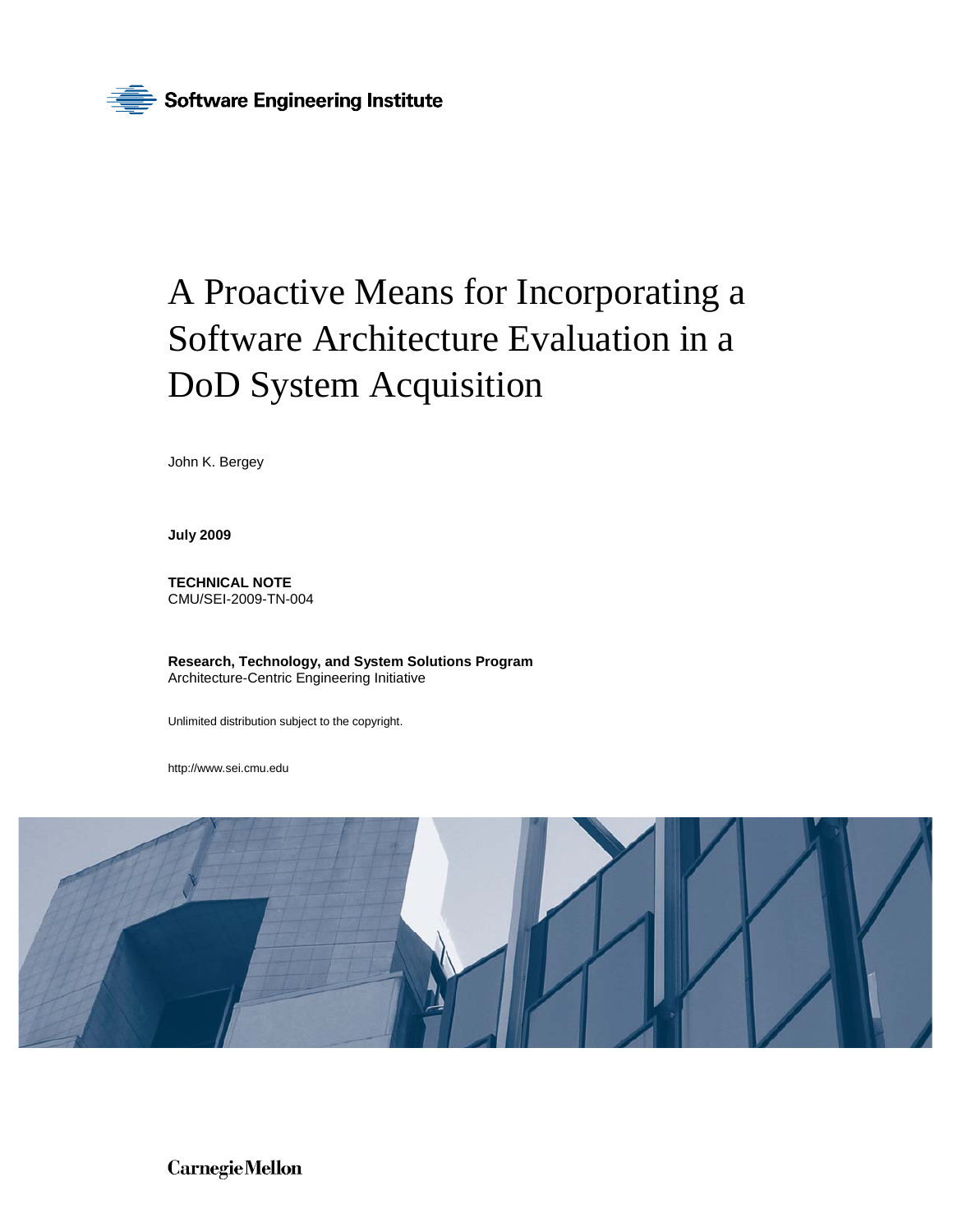Software Engineering Institute

# A Proactive Means for Incorporating a Software Architecture Evaluation in a DoD System Acquisition

John K. Bergey

**July 2009**

**TECHNICAL NOTE**
CMU/SEI-2009-TN-004

**Research, Technology, and System Solutions Program**
Architecture-Centric Engineering Initiative

Unlimited distribution subject to the copyright.

http://www.sei.cmu.edu

Carnegie Mellon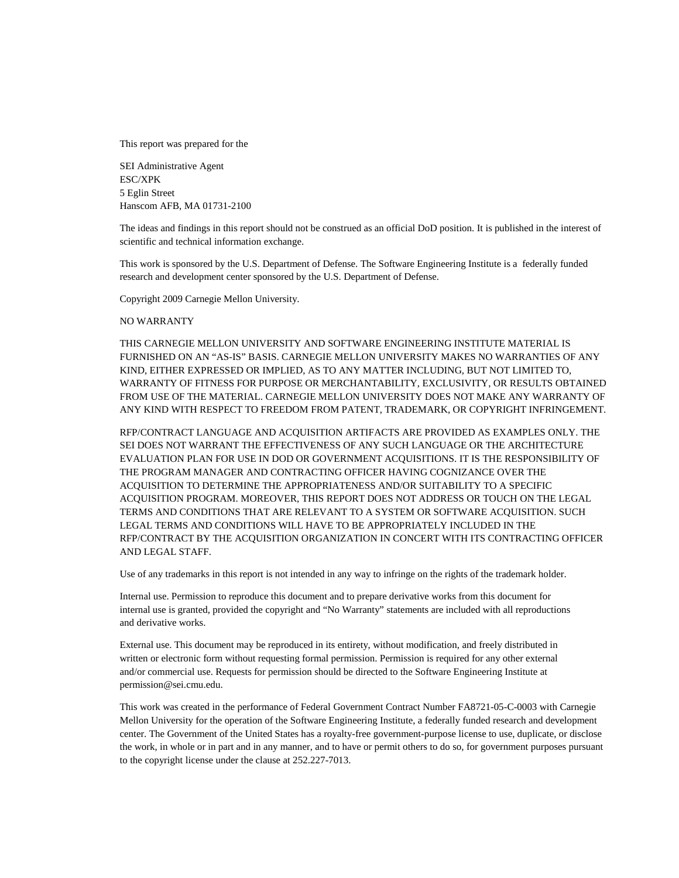This report was prepared for the

SEI Administrative Agent
ESC/XPK
5 Eglin Street
Hanscom AFB, MA 01731-2100

The ideas and findings in this report should not be construed as an official DoD position. It is published in the interest of scientific and technical information exchange.

This work is sponsored by the U.S. Department of Defense. The Software Engineering Institute is a federally funded research and development center sponsored by the U.S. Department of Defense.

Copyright 2009 Carnegie Mellon University.

NO WARRANTY

THIS CARNEGIE MELLON UNIVERSITY AND SOFTWARE ENGINEERING INSTITUTE MATERIAL IS FURNISHED ON AN "AS-IS" BASIS. CARNEGIE MELLON UNIVERSITY MAKES NO WARRANTIES OF ANY KIND, EITHER EXPRESSED OR IMPLIED, AS TO ANY MATTER INCLUDING, BUT NOT LIMITED TO, WARRANTY OF FITNESS FOR PURPOSE OR MERCHANTABILITY, EXCLUSIVITY, OR RESULTS OBTAINED FROM USE OF THE MATERIAL. CARNEGIE MELLON UNIVERSITY DOES NOT MAKE ANY WARRANTY OF ANY KIND WITH RESPECT TO FREEDOM FROM PATENT, TRADEMARK, OR COPYRIGHT INFRINGEMENT.

RFP/CONTRACT LANGUAGE AND ACQUISITION ARTIFACTS ARE PROVIDED AS EXAMPLES ONLY. THE SEI DOES NOT WARRANT THE EFFECTIVENESS OF ANY SUCH LANGUAGE OR THE ARCHITECTURE EVALUATION PLAN FOR USE IN DOD OR GOVERNMENT ACQUISITIONS. IT IS THE RESPONSIBILITY OF THE PROGRAM MANAGER AND CONTRACTING OFFICER HAVING COGNIZANCE OVER THE ACQUISITION TO DETERMINE THE APPROPRIATENESS AND/OR SUITABILITY TO A SPECIFIC ACQUISITION PROGRAM. MOREOVER, THIS REPORT DOES NOT ADDRESS OR TOUCH ON THE LEGAL TERMS AND CONDITIONS THAT ARE RELEVANT TO A SYSTEM OR SOFTWARE ACQUISITION. SUCH LEGAL TERMS AND CONDITIONS WILL HAVE TO BE APPROPRIATELY INCLUDED IN THE RFP/CONTRACT BY THE ACQUISITION ORGANIZATION IN CONCERT WITH ITS CONTRACTING OFFICER AND LEGAL STAFF.

Use of any trademarks in this report is not intended in any way to infringe on the rights of the trademark holder.

Internal use. Permission to reproduce this document and to prepare derivative works from this document for internal use is granted, provided the copyright and "No Warranty" statements are included with all reproductions and derivative works.

External use. This document may be reproduced in its entirety, without modification, and freely distributed in written or electronic form without requesting formal permission. Permission is required for any other external and/or commercial use. Requests for permission should be directed to the Software Engineering Institute at permission@sei.cmu.edu.

This work was created in the performance of Federal Government Contract Number FA8721-05-C-0003 with Carnegie Mellon University for the operation of the Software Engineering Institute, a federally funded research and development center. The Government of the United States has a royalty-free government-purpose license to use, duplicate, or disclose the work, in whole or in part and in any manner, and to have or permit others to do so, for government purposes pursuant to the copyright license under the clause at 252.227-7013.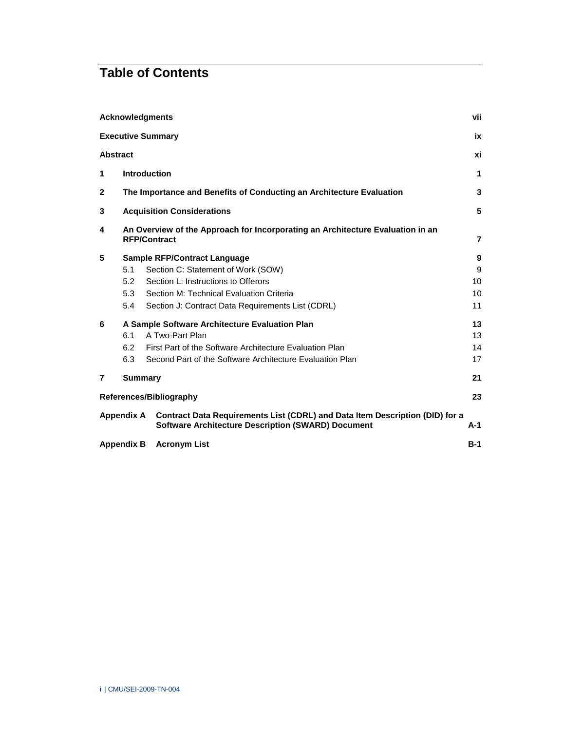# Table of Contents

| | | |
|---|---|---|
| **Acknowledgments** | | **vii** |
| **Executive Summary** | | **ix** |
| **Abstract** | | **xi** |
| **1** | **Introduction** | **1** |
| **2** | **The Importance and Benefits of Conducting an Architecture Evaluation** | **3** |
| **3** | **Acquisition Considerations** | **5** |
| **4** | **An Overview of the Approach for Incorporating an Architecture Evaluation in an RFP/Contract** | **7** |
| **5** | **Sample RFP/Contract Language** | **9** |
| | 5.1 Section C: Statement of Work (SOW) | 9 |
| | 5.2 Section L: Instructions to Offerors | 10 |
| | 5.3 Section M: Technical Evaluation Criteria | 10 |
| | 5.4 Section J: Contract Data Requirements List (CDRL) | 11 |
| **6** | **A Sample Software Architecture Evaluation Plan** | **13** |
| | 6.1 A Two-Part Plan | 13 |
| | 6.2 First Part of the Software Architecture Evaluation Plan | 14 |
| | 6.3 Second Part of the Software Architecture Evaluation Plan | 17 |
| **7** | **Summary** | **21** |
| **References/Bibliography** | | **23** |
| **Appendix A** | **Contract Data Requirements List (CDRL) and Data Item Description (DID) for a Software Architecture Description (SWARD) Document** | **A-1** |
| **Appendix B** | **Acronym List** | **B-1** |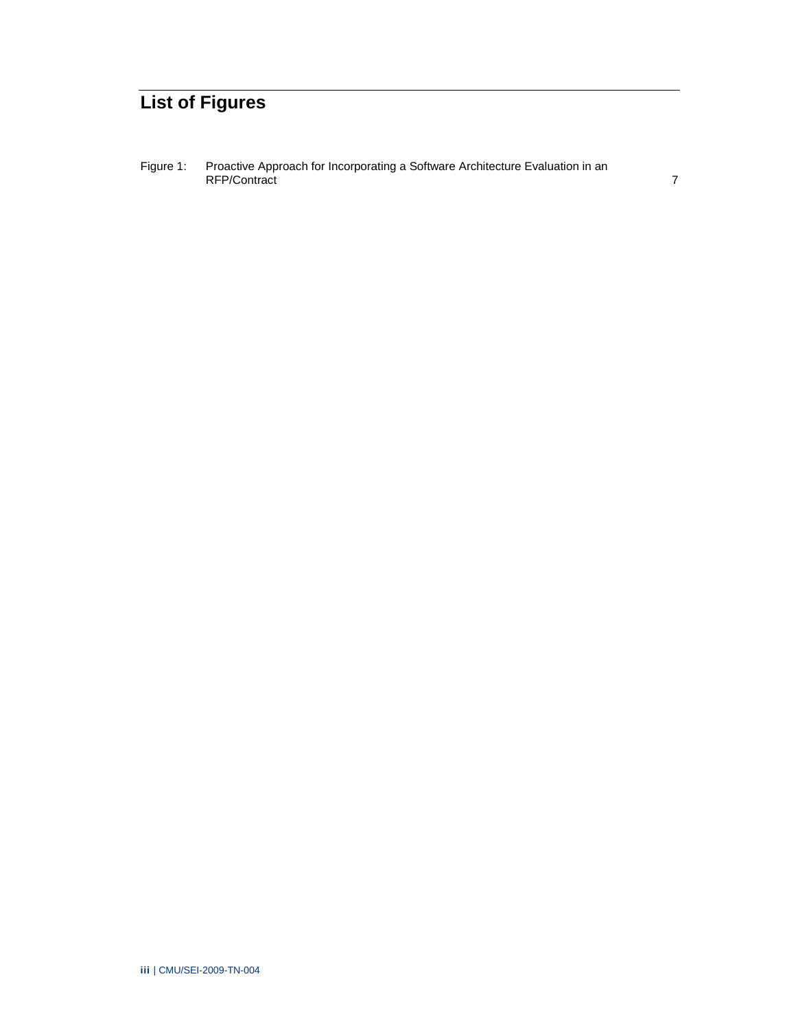# List of Figures

Figure 1: Proactive Approach for Incorporating a Software Architecture Evaluation in an RFP/Contract 7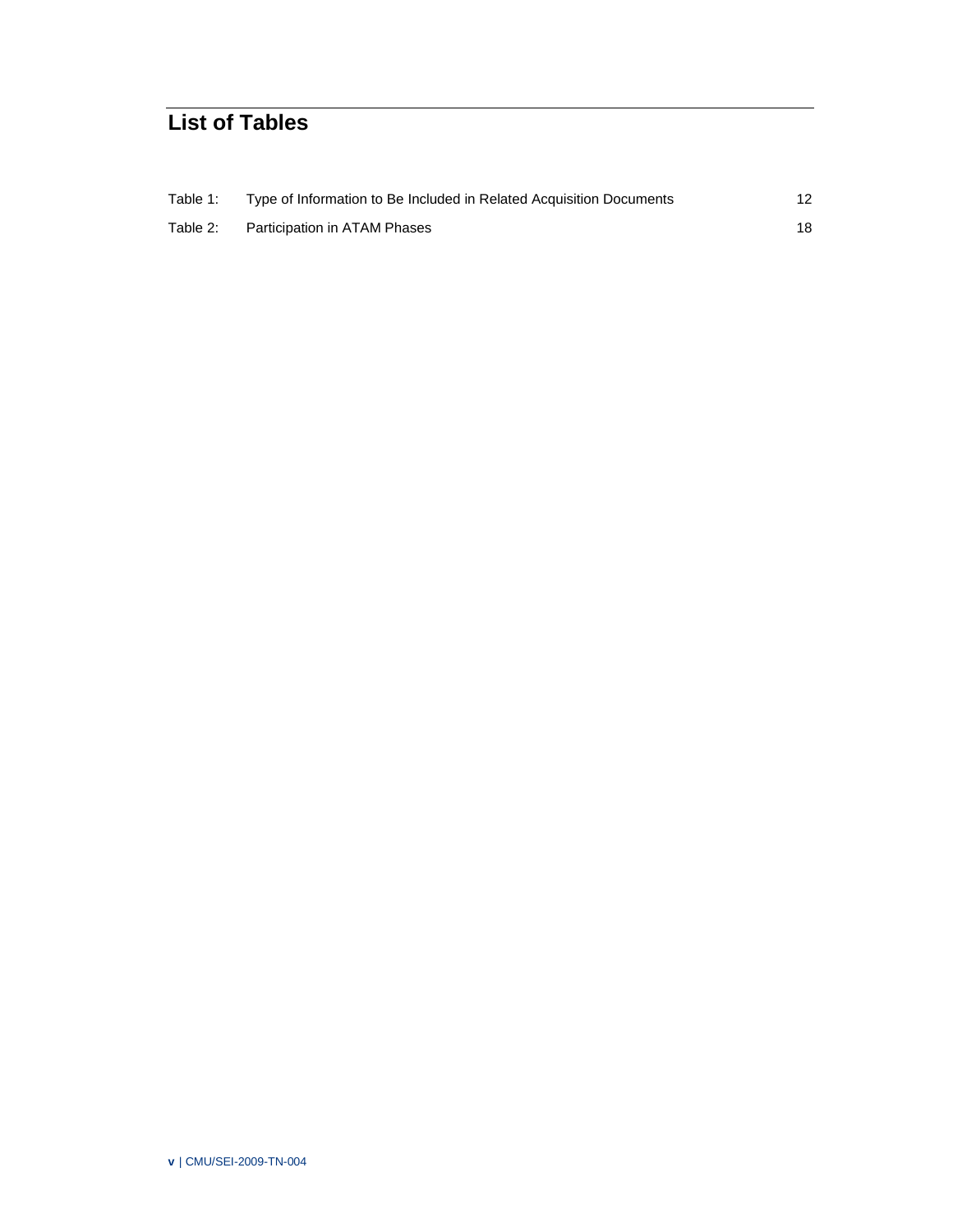# List of Tables

| | | |
|---|---|---|
| Table 1: | Type of Information to Be Included in Related Acquisition Documents | 12 |
| Table 2: | Participation in ATAM Phases | 18 |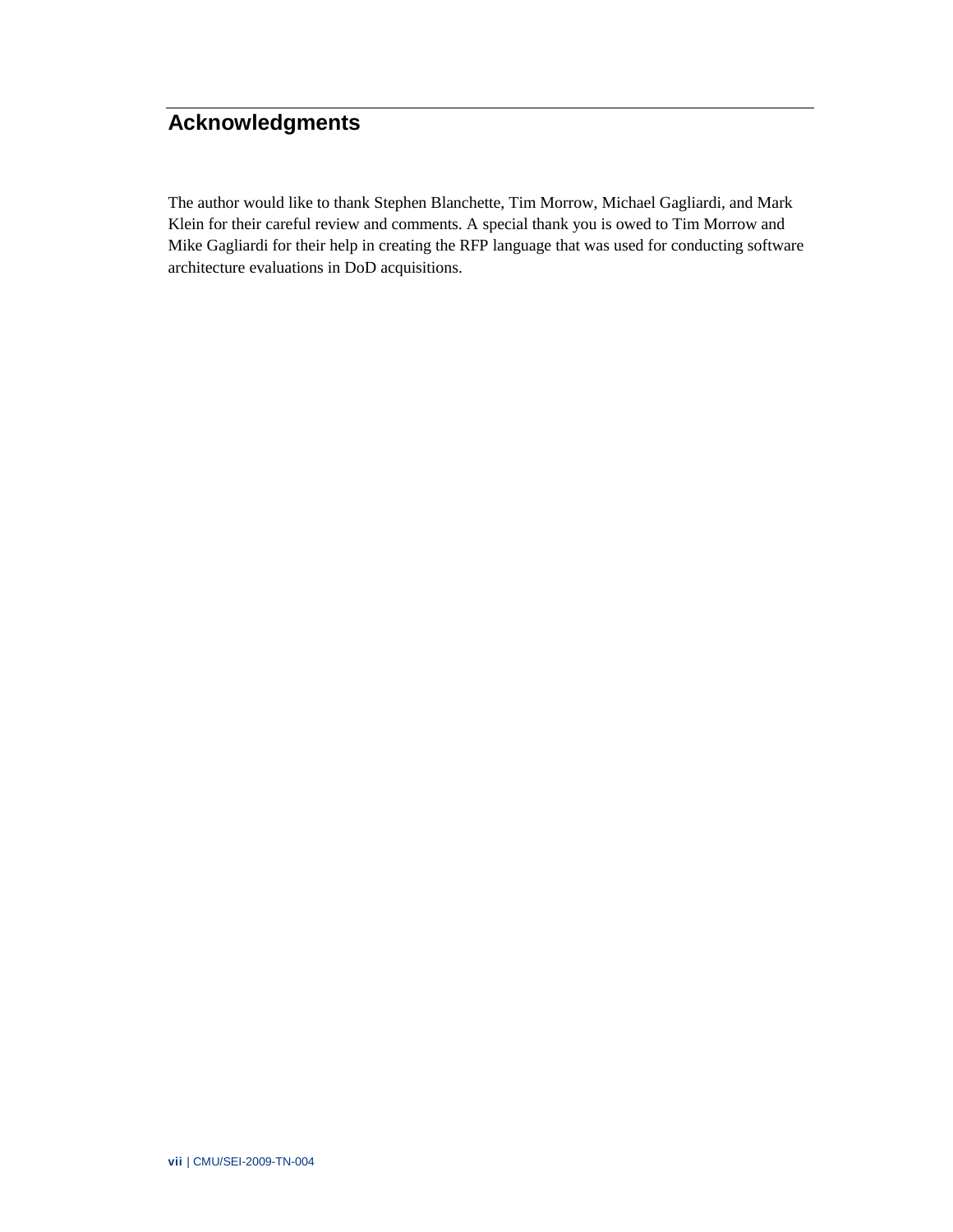# Acknowledgments

The author would like to thank Stephen Blanchette, Tim Morrow, Michael Gagliardi, and Mark Klein for their careful review and comments. A special thank you is owed to Tim Morrow and Mike Gagliardi for their help in creating the RFP language that was used for conducting software architecture evaluations in DoD acquisitions.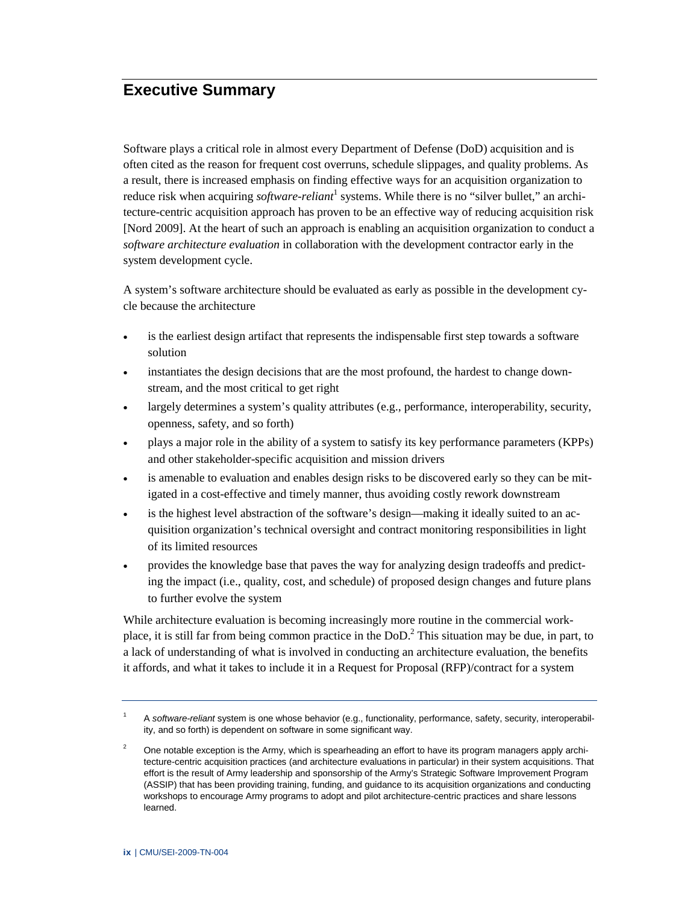# Executive Summary

Software plays a critical role in almost every Department of Defense (DoD) acquisition and is often cited as the reason for frequent cost overruns, schedule slippages, and quality problems. As a result, there is increased emphasis on finding effective ways for an acquisition organization to reduce risk when acquiring *software-reliant*[1] systems. While there is no "silver bullet," an architecture-centric acquisition approach has proven to be an effective way of reducing acquisition risk [Nord 2009]. At the heart of such an approach is enabling an acquisition organization to conduct a *software architecture evaluation* in collaboration with the development contractor early in the system development cycle.

A system's software architecture should be evaluated as early as possible in the development cycle because the architecture

- is the earliest design artifact that represents the indispensable first step towards a software solution
- instantiates the design decisions that are the most profound, the hardest to change downstream, and the most critical to get right
- largely determines a system's quality attributes (e.g., performance, interoperability, security, openness, safety, and so forth)
- plays a major role in the ability of a system to satisfy its key performance parameters (KPPs) and other stakeholder-specific acquisition and mission drivers
- is amenable to evaluation and enables design risks to be discovered early so they can be mitigated in a cost-effective and timely manner, thus avoiding costly rework downstream
- is the highest level abstraction of the software's design—making it ideally suited to an acquisition organization's technical oversight and contract monitoring responsibilities in light of its limited resources
- provides the knowledge base that paves the way for analyzing design tradeoffs and predicting the impact (i.e., quality, cost, and schedule) of proposed design changes and future plans to further evolve the system

While architecture evaluation is becoming increasingly more routine in the commercial workplace, it is still far from being common practice in the DoD.[2] This situation may be due, in part, to a lack of understanding of what is involved in conducting an architecture evaluation, the benefits it affords, and what it takes to include it in a Request for Proposal (RFP)/contract for a system

---

[1] A *software-reliant* system is one whose behavior (e.g., functionality, performance, safety, security, interoperability, and so forth) is dependent on software in some significant way.

[2] One notable exception is the Army, which is spearheading an effort to have its program managers apply architecture-centric acquisition practices (and architecture evaluations in particular) in their system acquisitions. That effort is the result of Army leadership and sponsorship of the Army's Strategic Software Improvement Program (ASSIP) that has been providing training, funding, and guidance to its acquisition organizations and conducting workshops to encourage Army programs to adopt and pilot architecture-centric practices and share lessons learned.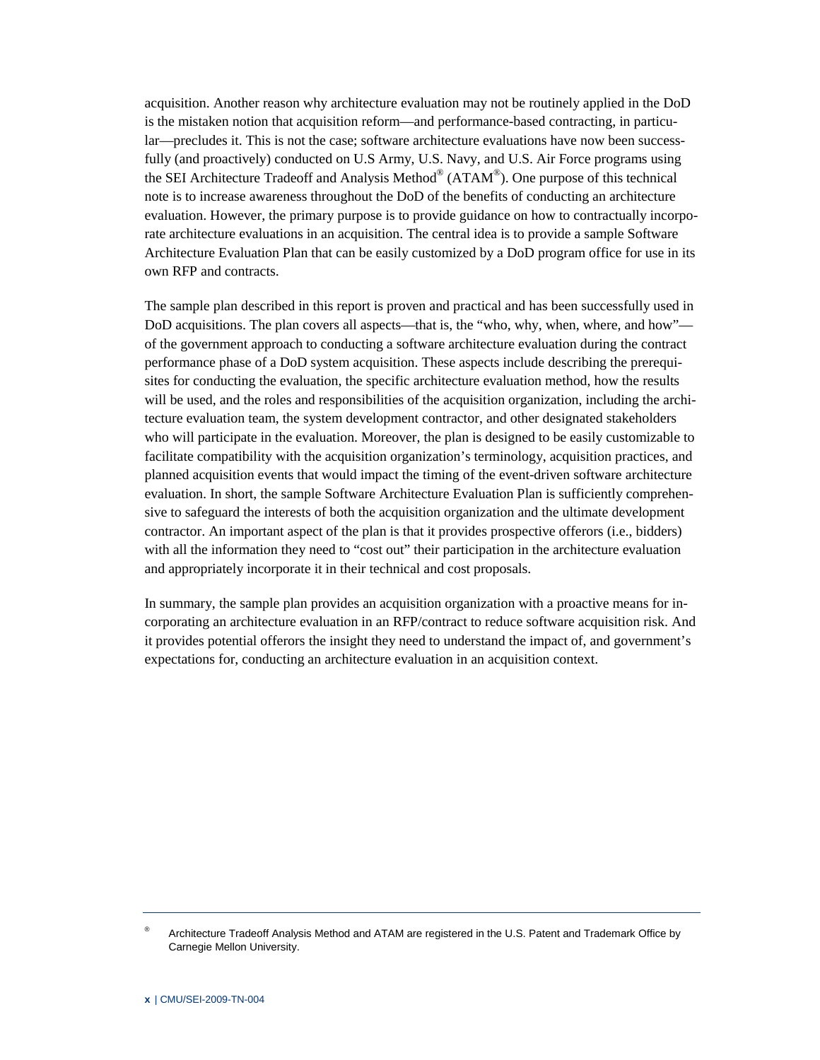acquisition. Another reason why architecture evaluation may not be routinely applied in the DoD is the mistaken notion that acquisition reform—and performance-based contracting, in particular—precludes it. This is not the case; software architecture evaluations have now been successfully (and proactively) conducted on U.S Army, U.S. Navy, and U.S. Air Force programs using the SEI Architecture Tradeoff and Analysis Method® (ATAM®). One purpose of this technical note is to increase awareness throughout the DoD of the benefits of conducting an architecture evaluation. However, the primary purpose is to provide guidance on how to contractually incorporate architecture evaluations in an acquisition. The central idea is to provide a sample Software Architecture Evaluation Plan that can be easily customized by a DoD program office for use in its own RFP and contracts.

The sample plan described in this report is proven and practical and has been successfully used in DoD acquisitions. The plan covers all aspects—that is, the "who, why, when, where, and how"—of the government approach to conducting a software architecture evaluation during the contract performance phase of a DoD system acquisition. These aspects include describing the prerequisites for conducting the evaluation, the specific architecture evaluation method, how the results will be used, and the roles and responsibilities of the acquisition organization, including the architecture evaluation team, the system development contractor, and other designated stakeholders who will participate in the evaluation. Moreover, the plan is designed to be easily customizable to facilitate compatibility with the acquisition organization's terminology, acquisition practices, and planned acquisition events that would impact the timing of the event-driven software architecture evaluation. In short, the sample Software Architecture Evaluation Plan is sufficiently comprehensive to safeguard the interests of both the acquisition organization and the ultimate development contractor. An important aspect of the plan is that it provides prospective offerors (i.e., bidders) with all the information they need to "cost out" their participation in the architecture evaluation and appropriately incorporate it in their technical and cost proposals.

In summary, the sample plan provides an acquisition organization with a proactive means for incorporating an architecture evaluation in an RFP/contract to reduce software acquisition risk. And it provides potential offerors the insight they need to understand the impact of, and government's expectations for, conducting an architecture evaluation in an acquisition context.

---

® Architecture Tradeoff Analysis Method and ATAM are registered in the U.S. Patent and Trademark Office by Carnegie Mellon University.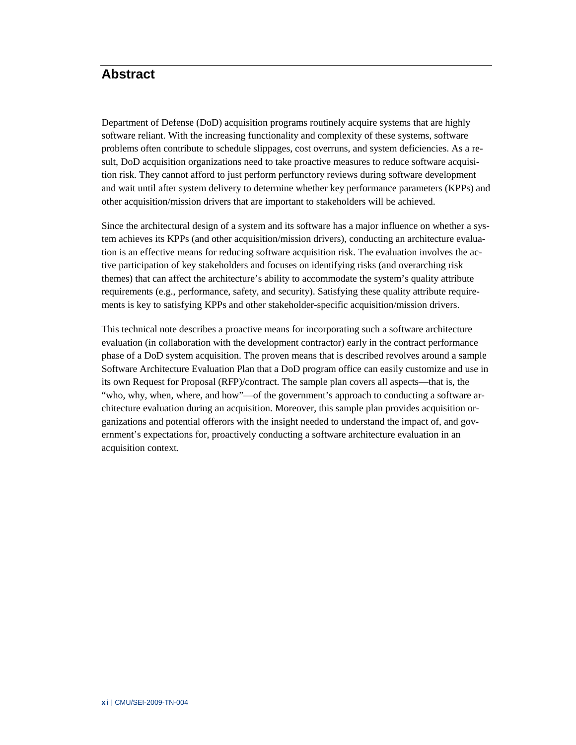# Abstract

Department of Defense (DoD) acquisition programs routinely acquire systems that are highly software reliant. With the increasing functionality and complexity of these systems, software problems often contribute to schedule slippages, cost overruns, and system deficiencies. As a result, DoD acquisition organizations need to take proactive measures to reduce software acquisition risk. They cannot afford to just perform perfunctory reviews during software development and wait until after system delivery to determine whether key performance parameters (KPPs) and other acquisition/mission drivers that are important to stakeholders will be achieved.

Since the architectural design of a system and its software has a major influence on whether a system achieves its KPPs (and other acquisition/mission drivers), conducting an architecture evaluation is an effective means for reducing software acquisition risk. The evaluation involves the active participation of key stakeholders and focuses on identifying risks (and overarching risk themes) that can affect the architecture's ability to accommodate the system's quality attribute requirements (e.g., performance, safety, and security). Satisfying these quality attribute requirements is key to satisfying KPPs and other stakeholder-specific acquisition/mission drivers.

This technical note describes a proactive means for incorporating such a software architecture evaluation (in collaboration with the development contractor) early in the contract performance phase of a DoD system acquisition. The proven means that is described revolves around a sample Software Architecture Evaluation Plan that a DoD program office can easily customize and use in its own Request for Proposal (RFP)/contract. The sample plan covers all aspects—that is, the "who, why, when, where, and how"—of the government's approach to conducting a software architecture evaluation during an acquisition. Moreover, this sample plan provides acquisition organizations and potential offerors with the insight needed to understand the impact of, and government's expectations for, proactively conducting a software architecture evaluation in an acquisition context.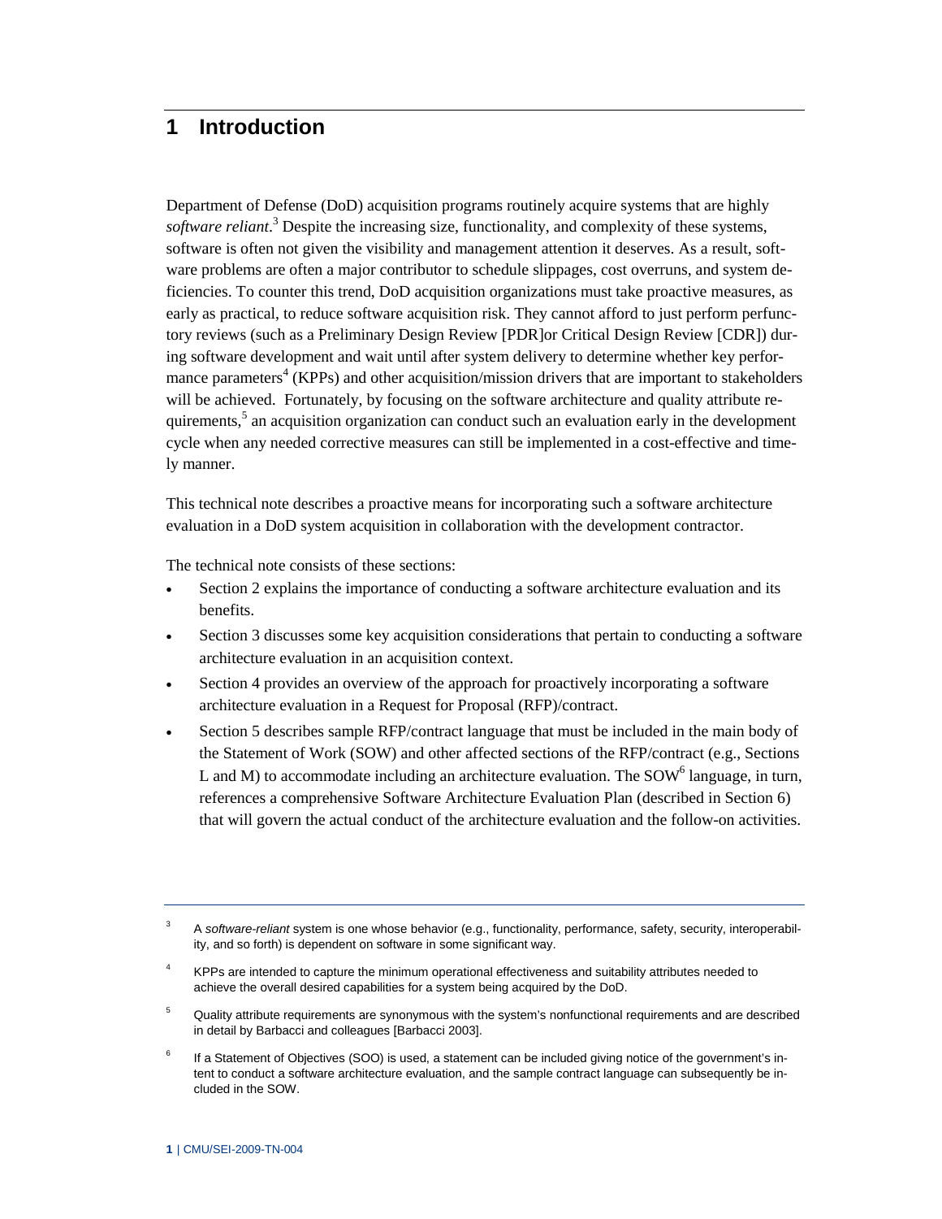# 1 Introduction

Department of Defense (DoD) acquisition programs routinely acquire systems that are highly *software reliant*.[3] Despite the increasing size, functionality, and complexity of these systems, software is often not given the visibility and management attention it deserves. As a result, software problems are often a major contributor to schedule slippages, cost overruns, and system deficiencies. To counter this trend, DoD acquisition organizations must take proactive measures, as early as practical, to reduce software acquisition risk. They cannot afford to just perform perfunctory reviews (such as a Preliminary Design Review [PDR]or Critical Design Review [CDR]) during software development and wait until after system delivery to determine whether key performance parameters[4] (KPPs) and other acquisition/mission drivers that are important to stakeholders will be achieved. Fortunately, by focusing on the software architecture and quality attribute requirements,[5] an acquisition organization can conduct such an evaluation early in the development cycle when any needed corrective measures can still be implemented in a cost-effective and timely manner.

This technical note describes a proactive means for incorporating such a software architecture evaluation in a DoD system acquisition in collaboration with the development contractor.

The technical note consists of these sections:

- Section 2 explains the importance of conducting a software architecture evaluation and its benefits.
- Section 3 discusses some key acquisition considerations that pertain to conducting a software architecture evaluation in an acquisition context.
- Section 4 provides an overview of the approach for proactively incorporating a software architecture evaluation in a Request for Proposal (RFP)/contract.
- Section 5 describes sample RFP/contract language that must be included in the main body of the Statement of Work (SOW) and other affected sections of the RFP/contract (e.g., Sections L and M) to accommodate including an architecture evaluation. The SOW[6] language, in turn, references a comprehensive Software Architecture Evaluation Plan (described in Section 6) that will govern the actual conduct of the architecture evaluation and the follow-on activities.

---

[3] A *software-reliant* system is one whose behavior (e.g., functionality, performance, safety, security, interoperability, and so forth) is dependent on software in some significant way.

[4] KPPs are intended to capture the minimum operational effectiveness and suitability attributes needed to achieve the overall desired capabilities for a system being acquired by the DoD.

[5] Quality attribute requirements are synonymous with the system's nonfunctional requirements and are described in detail by Barbacci and colleagues [Barbacci 2003].

[6] If a Statement of Objectives (SOO) is used, a statement can be included giving notice of the government's intent to conduct a software architecture evaluation, and the sample contract language can subsequently be included in the SOW.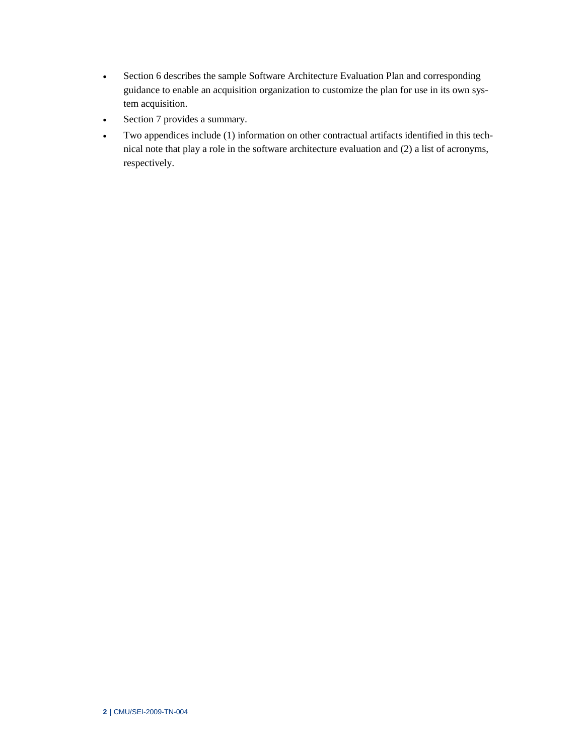- Section 6 describes the sample Software Architecture Evaluation Plan and corresponding guidance to enable an acquisition organization to customize the plan for use in its own system acquisition.
- Section 7 provides a summary.
- Two appendices include (1) information on other contractual artifacts identified in this technical note that play a role in the software architecture evaluation and (2) a list of acronyms, respectively.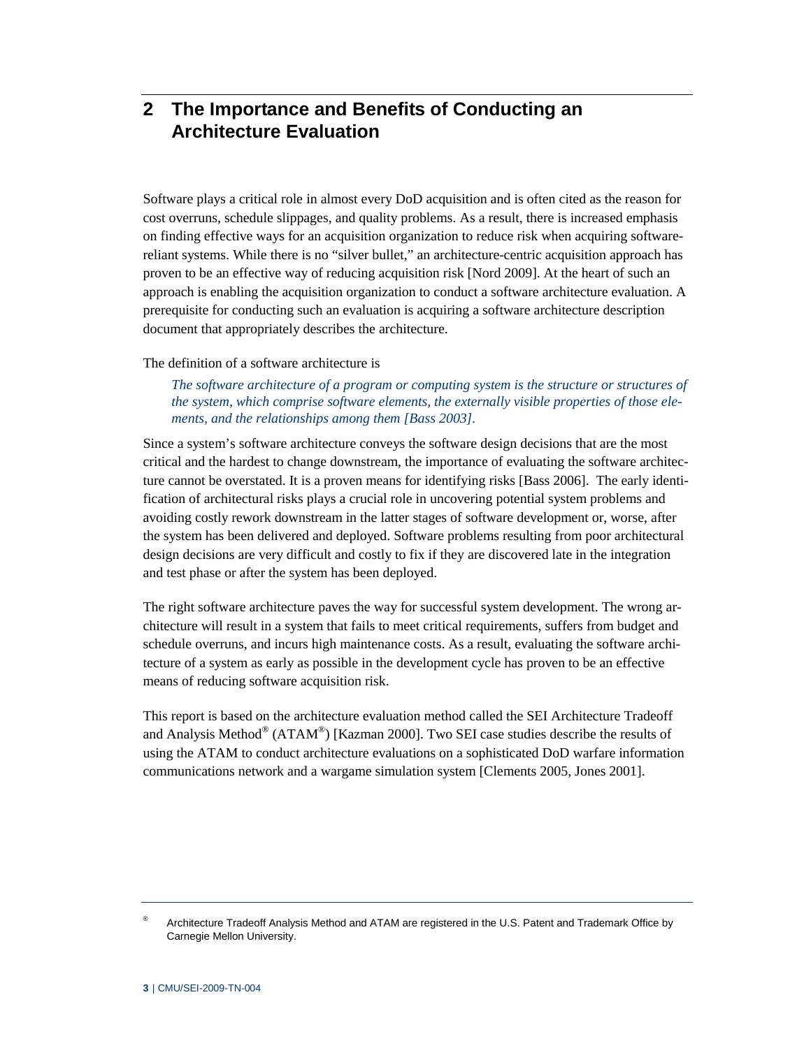# 2 The Importance and Benefits of Conducting an Architecture Evaluation

Software plays a critical role in almost every DoD acquisition and is often cited as the reason for cost overruns, schedule slippages, and quality problems. As a result, there is increased emphasis on finding effective ways for an acquisition organization to reduce risk when acquiring software-reliant systems. While there is no "silver bullet," an architecture-centric acquisition approach has proven to be an effective way of reducing acquisition risk [Nord 2009]. At the heart of such an approach is enabling the acquisition organization to conduct a software architecture evaluation. A prerequisite for conducting such an evaluation is acquiring a software architecture description document that appropriately describes the architecture.

The definition of a software architecture is

> *The software architecture of a program or computing system is the structure or structures of the system, which comprise software elements, the externally visible properties of those elements, and the relationships among them [Bass 2003].*

Since a system's software architecture conveys the software design decisions that are the most critical and the hardest to change downstream, the importance of evaluating the software architecture cannot be overstated. It is a proven means for identifying risks [Bass 2006]. The early identification of architectural risks plays a crucial role in uncovering potential system problems and avoiding costly rework downstream in the latter stages of software development or, worse, after the system has been delivered and deployed. Software problems resulting from poor architectural design decisions are very difficult and costly to fix if they are discovered late in the integration and test phase or after the system has been deployed.

The right software architecture paves the way for successful system development. The wrong architecture will result in a system that fails to meet critical requirements, suffers from budget and schedule overruns, and incurs high maintenance costs. As a result, evaluating the software architecture of a system as early as possible in the development cycle has proven to be an effective means of reducing software acquisition risk.

This report is based on the architecture evaluation method called the SEI Architecture Tradeoff and Analysis Method® (ATAM®) [Kazman 2000]. Two SEI case studies describe the results of using the ATAM to conduct architecture evaluations on a sophisticated DoD warfare information communications network and a wargame simulation system [Clements 2005, Jones 2001].

---

® Architecture Tradeoff Analysis Method and ATAM are registered in the U.S. Patent and Trademark Office by Carnegie Mellon University.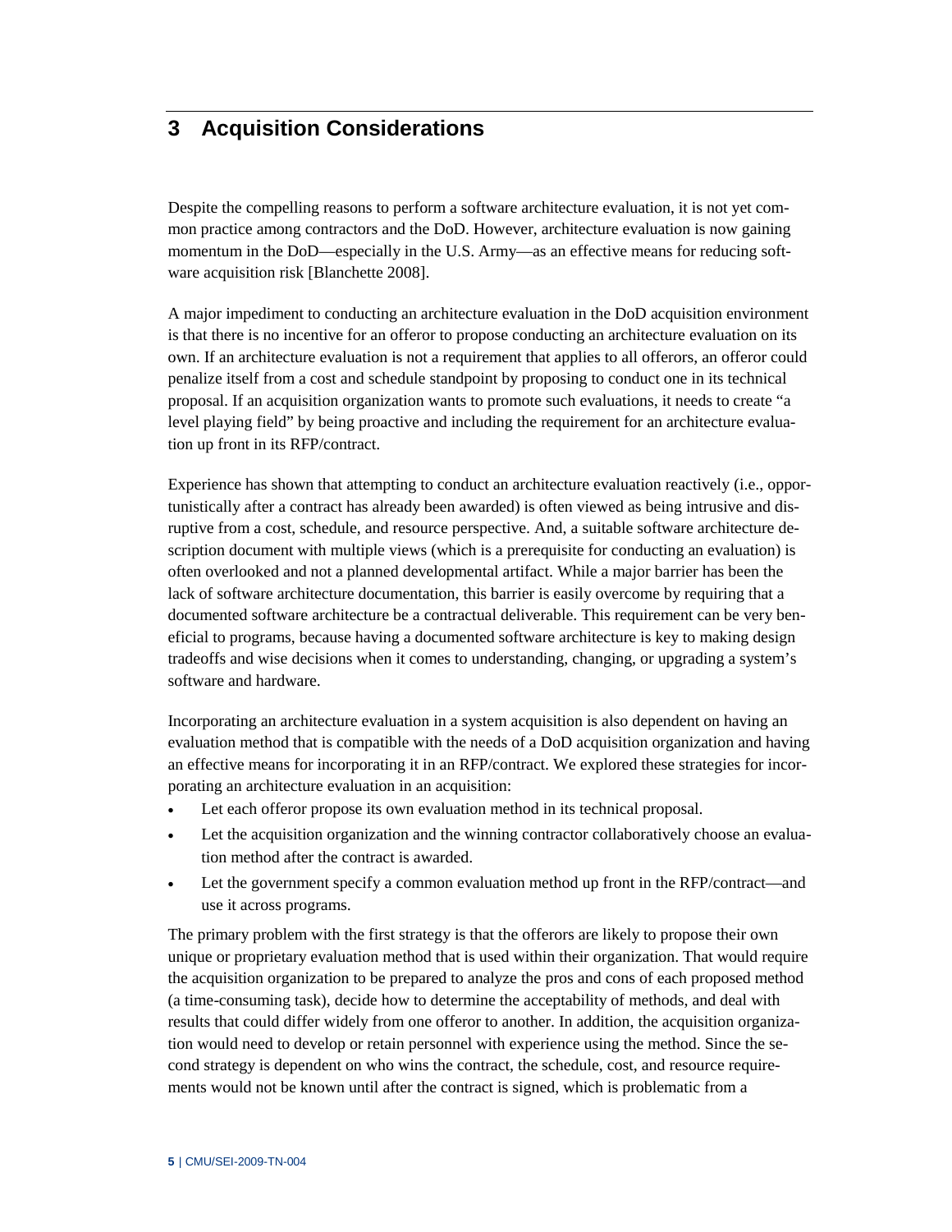# 3 Acquisition Considerations

Despite the compelling reasons to perform a software architecture evaluation, it is not yet common practice among contractors and the DoD. However, architecture evaluation is now gaining momentum in the DoD—especially in the U.S. Army—as an effective means for reducing software acquisition risk [Blanchette 2008].

A major impediment to conducting an architecture evaluation in the DoD acquisition environment is that there is no incentive for an offeror to propose conducting an architecture evaluation on its own. If an architecture evaluation is not a requirement that applies to all offerors, an offeror could penalize itself from a cost and schedule standpoint by proposing to conduct one in its technical proposal. If an acquisition organization wants to promote such evaluations, it needs to create "a level playing field" by being proactive and including the requirement for an architecture evaluation up front in its RFP/contract.

Experience has shown that attempting to conduct an architecture evaluation reactively (i.e., opportunistically after a contract has already been awarded) is often viewed as being intrusive and disruptive from a cost, schedule, and resource perspective. And, a suitable software architecture description document with multiple views (which is a prerequisite for conducting an evaluation) is often overlooked and not a planned developmental artifact. While a major barrier has been the lack of software architecture documentation, this barrier is easily overcome by requiring that a documented software architecture be a contractual deliverable. This requirement can be very beneficial to programs, because having a documented software architecture is key to making design tradeoffs and wise decisions when it comes to understanding, changing, or upgrading a system's software and hardware.

Incorporating an architecture evaluation in a system acquisition is also dependent on having an evaluation method that is compatible with the needs of a DoD acquisition organization and having an effective means for incorporating it in an RFP/contract. We explored these strategies for incorporating an architecture evaluation in an acquisition:

- Let each offeror propose its own evaluation method in its technical proposal.
- Let the acquisition organization and the winning contractor collaboratively choose an evaluation method after the contract is awarded.
- Let the government specify a common evaluation method up front in the RFP/contract—and use it across programs.

The primary problem with the first strategy is that the offerors are likely to propose their own unique or proprietary evaluation method that is used within their organization. That would require the acquisition organization to be prepared to analyze the pros and cons of each proposed method (a time-consuming task), decide how to determine the acceptability of methods, and deal with results that could differ widely from one offeror to another. In addition, the acquisition organization would need to develop or retain personnel with experience using the method. Since the second strategy is dependent on who wins the contract, the schedule, cost, and resource requirements would not be known until after the contract is signed, which is problematic from a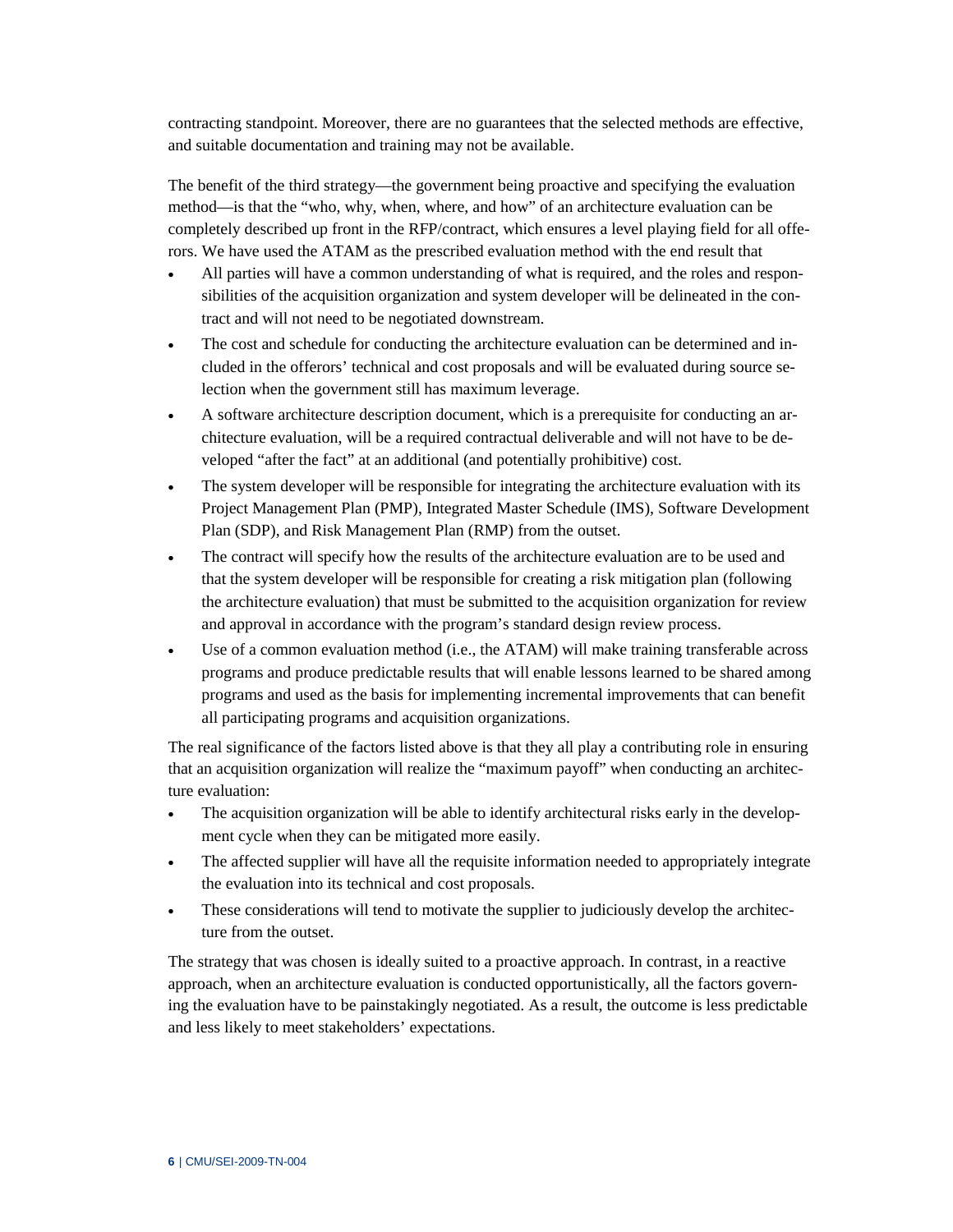contracting standpoint. Moreover, there are no guarantees that the selected methods are effective, and suitable documentation and training may not be available.

The benefit of the third strategy—the government being proactive and specifying the evaluation method—is that the "who, why, when, where, and how" of an architecture evaluation can be completely described up front in the RFP/contract, which ensures a level playing field for all offerors. We have used the ATAM as the prescribed evaluation method with the end result that

- All parties will have a common understanding of what is required, and the roles and responsibilities of the acquisition organization and system developer will be delineated in the contract and will not need to be negotiated downstream.
- The cost and schedule for conducting the architecture evaluation can be determined and included in the offerors' technical and cost proposals and will be evaluated during source selection when the government still has maximum leverage.
- A software architecture description document, which is a prerequisite for conducting an architecture evaluation, will be a required contractual deliverable and will not have to be developed "after the fact" at an additional (and potentially prohibitive) cost.
- The system developer will be responsible for integrating the architecture evaluation with its Project Management Plan (PMP), Integrated Master Schedule (IMS), Software Development Plan (SDP), and Risk Management Plan (RMP) from the outset.
- The contract will specify how the results of the architecture evaluation are to be used and that the system developer will be responsible for creating a risk mitigation plan (following the architecture evaluation) that must be submitted to the acquisition organization for review and approval in accordance with the program's standard design review process.
- Use of a common evaluation method (i.e., the ATAM) will make training transferable across programs and produce predictable results that will enable lessons learned to be shared among programs and used as the basis for implementing incremental improvements that can benefit all participating programs and acquisition organizations.

The real significance of the factors listed above is that they all play a contributing role in ensuring that an acquisition organization will realize the "maximum payoff" when conducting an architecture evaluation:

- The acquisition organization will be able to identify architectural risks early in the development cycle when they can be mitigated more easily.
- The affected supplier will have all the requisite information needed to appropriately integrate the evaluation into its technical and cost proposals.
- These considerations will tend to motivate the supplier to judiciously develop the architecture from the outset.

The strategy that was chosen is ideally suited to a proactive approach. In contrast, in a reactive approach, when an architecture evaluation is conducted opportunistically, all the factors governing the evaluation have to be painstakingly negotiated. As a result, the outcome is less predictable and less likely to meet stakeholders' expectations.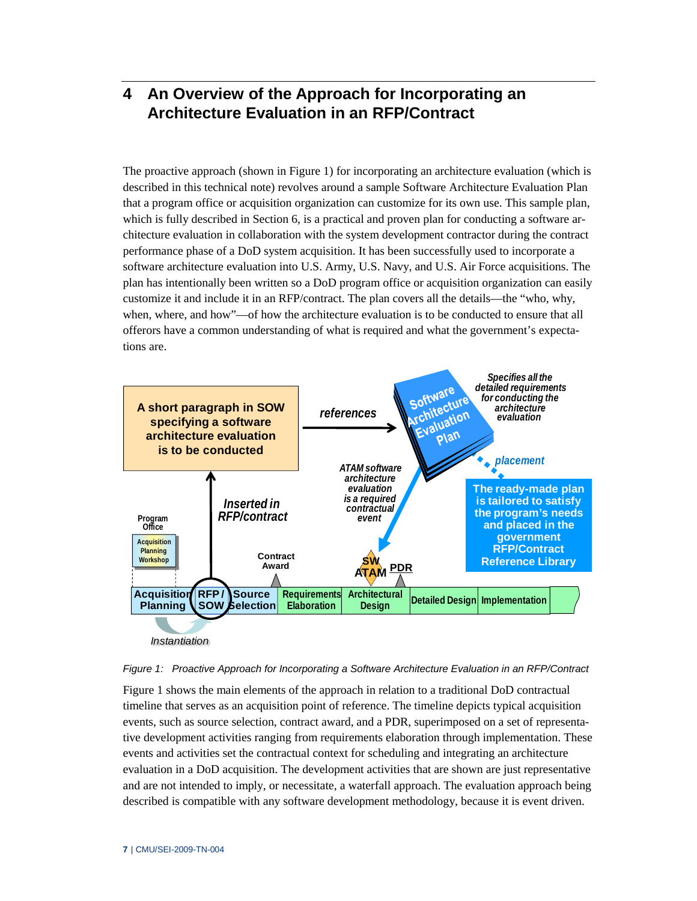# 4 An Overview of the Approach for Incorporating an Architecture Evaluation in an RFP/Contract

The proactive approach (shown in Figure 1) for incorporating an architecture evaluation (which is described in this technical note) revolves around a sample Software Architecture Evaluation Plan that a program office or acquisition organization can customize for its own use. This sample plan, which is fully described in Section 6, is a practical and proven plan for conducting a software architecture evaluation in collaboration with the system development contractor during the contract performance phase of a DoD system acquisition. It has been successfully used to incorporate a software architecture evaluation into U.S. Army, U.S. Navy, and U.S. Air Force acquisitions. The plan has intentionally been written so a DoD program office or acquisition organization can easily customize it and include it in an RFP/contract. The plan covers all the details—the "who, why, when, where, and how"—of how the architecture evaluation is to be conducted to ensure that all offerors have a common understanding of what is required and what the government's expectations are.

*Figure 1: Proactive Approach for Incorporating a Software Architecture Evaluation in an RFP/Contract*

Figure 1 shows the main elements of the approach in relation to a traditional DoD contractual timeline that serves as an acquisition point of reference. The timeline depicts typical acquisition events, such as source selection, contract award, and a PDR, superimposed on a set of representative development activities ranging from requirements elaboration through implementation. These events and activities set the contractual context for scheduling and integrating an architecture evaluation in a DoD acquisition. The development activities that are shown are just representative and are not intended to imply, or necessitate, a waterfall approach. The evaluation approach being described is compatible with any software development methodology, because it is event driven.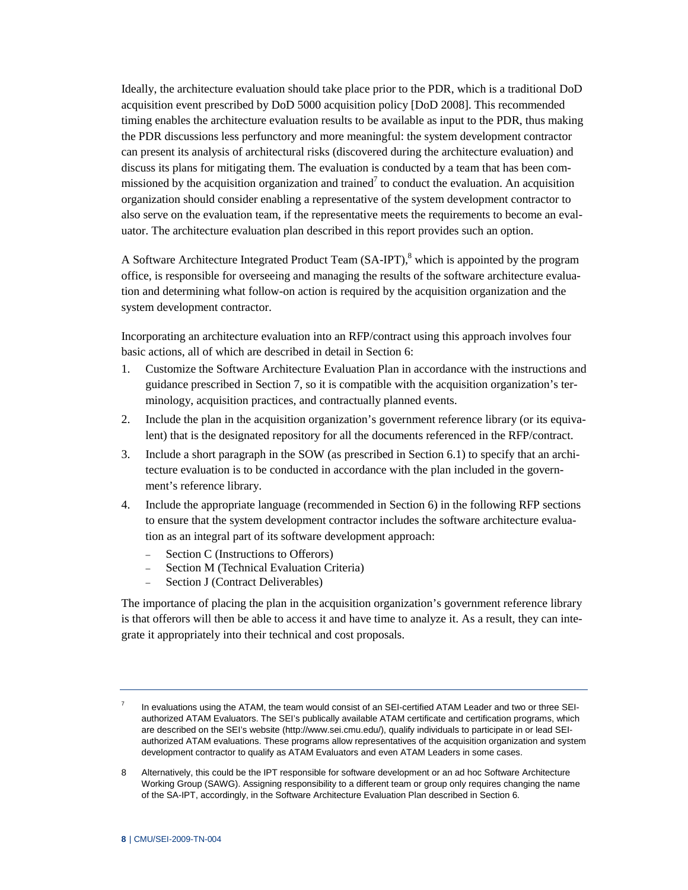Ideally, the architecture evaluation should take place prior to the PDR, which is a traditional DoD acquisition event prescribed by DoD 5000 acquisition policy [DoD 2008]. This recommended timing enables the architecture evaluation results to be available as input to the PDR, thus making the PDR discussions less perfunctory and more meaningful: the system development contractor can present its analysis of architectural risks (discovered during the architecture evaluation) and discuss its plans for mitigating them. The evaluation is conducted by a team that has been commissioned by the acquisition organization and trained[7] to conduct the evaluation. An acquisition organization should consider enabling a representative of the system development contractor to also serve on the evaluation team, if the representative meets the requirements to become an evaluator. The architecture evaluation plan described in this report provides such an option.

A Software Architecture Integrated Product Team (SA-IPT),[8] which is appointed by the program office, is responsible for overseeing and managing the results of the software architecture evaluation and determining what follow-on action is required by the acquisition organization and the system development contractor.

Incorporating an architecture evaluation into an RFP/contract using this approach involves four basic actions, all of which are described in detail in Section 6:

1. Customize the Software Architecture Evaluation Plan in accordance with the instructions and guidance prescribed in Section 7, so it is compatible with the acquisition organization's terminology, acquisition practices, and contractually planned events.
2. Include the plan in the acquisition organization's government reference library (or its equivalent) that is the designated repository for all the documents referenced in the RFP/contract.
3. Include a short paragraph in the SOW (as prescribed in Section 6.1) to specify that an architecture evaluation is to be conducted in accordance with the plan included in the government's reference library.
4. Include the appropriate language (recommended in Section 6) in the following RFP sections to ensure that the system development contractor includes the software architecture evaluation as an integral part of its software development approach:
   - Section C (Instructions to Offerors)
   - Section M (Technical Evaluation Criteria)
   - Section J (Contract Deliverables)

The importance of placing the plan in the acquisition organization's government reference library is that offerors will then be able to access it and have time to analyze it. As a result, they can integrate it appropriately into their technical and cost proposals.

---

[7] In evaluations using the ATAM, the team would consist of an SEI-certified ATAM Leader and two or three SEI-authorized ATAM Evaluators. The SEI's publically available ATAM certificate and certification programs, which are described on the SEI's website (http://www.sei.cmu.edu/), qualify individuals to participate in or lead SEI-authorized ATAM evaluations. These programs allow representatives of the acquisition organization and system development contractor to qualify as ATAM Evaluators and even ATAM Leaders in some cases.

[8] Alternatively, this could be the IPT responsible for software development or an ad hoc Software Architecture Working Group (SAWG). Assigning responsibility to a different team or group only requires changing the name of the SA-IPT, accordingly, in the Software Architecture Evaluation Plan described in Section 6.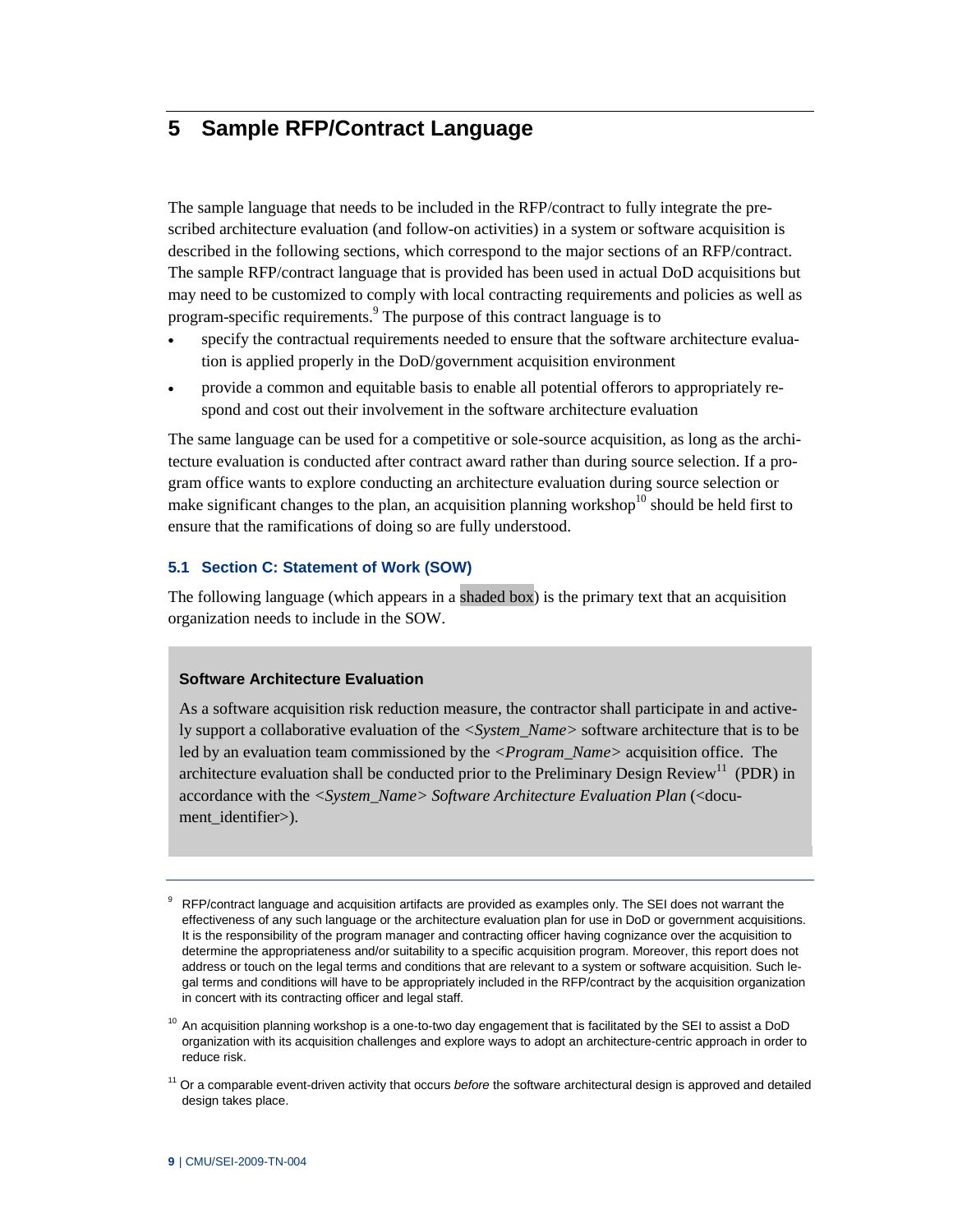# 5 Sample RFP/Contract Language

The sample language that needs to be included in the RFP/contract to fully integrate the prescribed architecture evaluation (and follow-on activities) in a system or software acquisition is described in the following sections, which correspond to the major sections of an RFP/contract. The sample RFP/contract language that is provided has been used in actual DoD acquisitions but may need to be customized to comply with local contracting requirements and policies as well as program-specific requirements.[9] The purpose of this contract language is to

- specify the contractual requirements needed to ensure that the software architecture evaluation is applied properly in the DoD/government acquisition environment
- provide a common and equitable basis to enable all potential offerors to appropriately respond and cost out their involvement in the software architecture evaluation

The same language can be used for a competitive or sole-source acquisition, as long as the architecture evaluation is conducted after contract award rather than during source selection. If a program office wants to explore conducting an architecture evaluation during source selection or make significant changes to the plan, an acquisition planning workshop[10] should be held first to ensure that the ramifications of doing so are fully understood.

## 5.1 Section C: Statement of Work (SOW)

The following language (which appears in a shaded box) is the primary text that an acquisition organization needs to include in the SOW.

> **Software Architecture Evaluation**
>
> As a software acquisition risk reduction measure, the contractor shall participate in and actively support a collaborative evaluation of the *<System_Name>* software architecture that is to be led by an evaluation team commissioned by the *<Program_Name>* acquisition office. The architecture evaluation shall be conducted prior to the Preliminary Design Review[11] (PDR) in accordance with the *<System_Name> Software Architecture Evaluation Plan* (<document_identifier>).

---

[9] RFP/contract language and acquisition artifacts are provided as examples only. The SEI does not warrant the effectiveness of any such language or the architecture evaluation plan for use in DoD or government acquisitions. It is the responsibility of the program manager and contracting officer having cognizance over the acquisition to determine the appropriateness and/or suitability to a specific acquisition program. Moreover, this report does not address or touch on the legal terms and conditions that are relevant to a system or software acquisition. Such legal terms and conditions will have to be appropriately included in the RFP/contract by the acquisition organization in concert with its contracting officer and legal staff.

[10] An acquisition planning workshop is a one-to-two day engagement that is facilitated by the SEI to assist a DoD organization with its acquisition challenges and explore ways to adopt an architecture-centric approach in order to reduce risk.

[11] Or a comparable event-driven activity that occurs *before* the software architectural design is approved and detailed design takes place.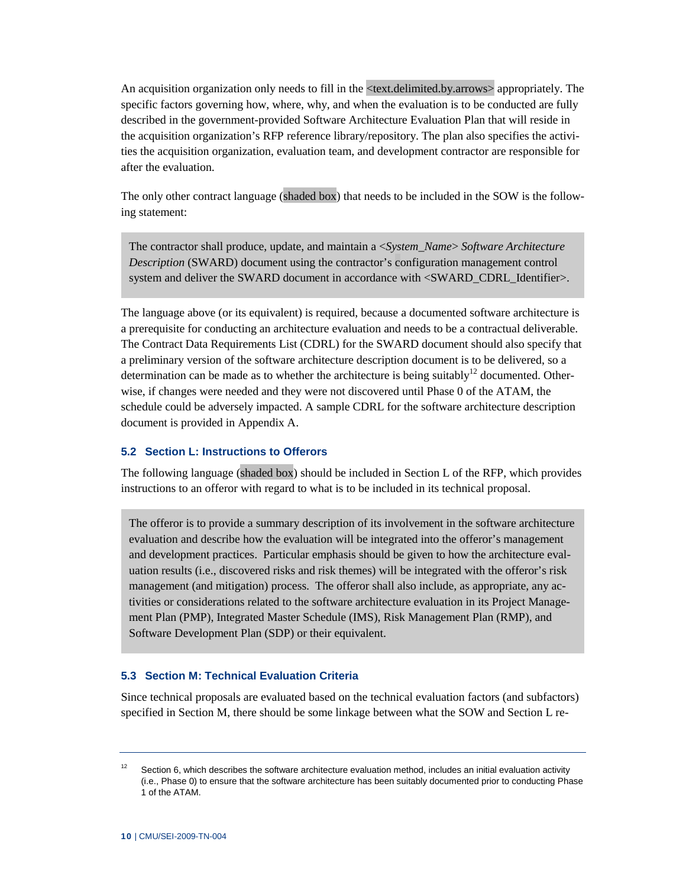An acquisition organization only needs to fill in the <text.delimited.by.arrows> appropriately. The specific factors governing how, where, why, and when the evaluation is to be conducted are fully described in the government-provided Software Architecture Evaluation Plan that will reside in the acquisition organization's RFP reference library/repository. The plan also specifies the activities the acquisition organization, evaluation team, and development contractor are responsible for after the evaluation.

The only other contract language (shaded box) that needs to be included in the SOW is the following statement:

> The contractor shall produce, update, and maintain a <*System_Name*> *Software Architecture Description* (SWARD) document using the contractor's configuration management control system and deliver the SWARD document in accordance with <SWARD_CDRL_Identifier>.

The language above (or its equivalent) is required, because a documented software architecture is a prerequisite for conducting an architecture evaluation and needs to be a contractual deliverable. The Contract Data Requirements List (CDRL) for the SWARD document should also specify that a preliminary version of the software architecture description document is to be delivered, so a determination can be made as to whether the architecture is being suitably[12] documented. Otherwise, if changes were needed and they were not discovered until Phase 0 of the ATAM, the schedule could be adversely impacted. A sample CDRL for the software architecture description document is provided in Appendix A.

### 5.2 Section L: Instructions to Offerors

The following language (shaded box) should be included in Section L of the RFP, which provides instructions to an offeror with regard to what is to be included in its technical proposal.

> The offeror is to provide a summary description of its involvement in the software architecture evaluation and describe how the evaluation will be integrated into the offeror's management and development practices. Particular emphasis should be given to how the architecture evaluation results (i.e., discovered risks and risk themes) will be integrated with the offeror's risk management (and mitigation) process. The offeror shall also include, as appropriate, any activities or considerations related to the software architecture evaluation in its Project Management Plan (PMP), Integrated Master Schedule (IMS), Risk Management Plan (RMP), and Software Development Plan (SDP) or their equivalent.

### 5.3 Section M: Technical Evaluation Criteria

Since technical proposals are evaluated based on the technical evaluation factors (and subfactors) specified in Section M, there should be some linkage between what the SOW and Section L re-

---

[12] Section 6, which describes the software architecture evaluation method, includes an initial evaluation activity (i.e., Phase 0) to ensure that the software architecture has been suitably documented prior to conducting Phase 1 of the ATAM.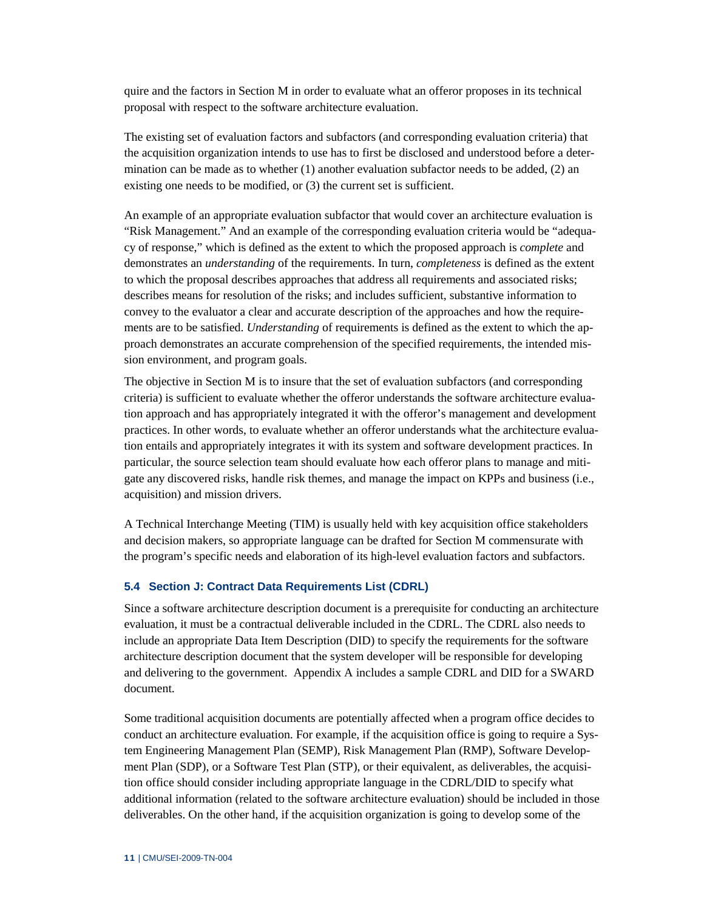quire and the factors in Section M in order to evaluate what an offeror proposes in its technical proposal with respect to the software architecture evaluation.

The existing set of evaluation factors and subfactors (and corresponding evaluation criteria) that the acquisition organization intends to use has to first be disclosed and understood before a determination can be made as to whether (1) another evaluation subfactor needs to be added, (2) an existing one needs to be modified, or (3) the current set is sufficient.

An example of an appropriate evaluation subfactor that would cover an architecture evaluation is "Risk Management." And an example of the corresponding evaluation criteria would be "adequacy of response," which is defined as the extent to which the proposed approach is *complete* and demonstrates an *understanding* of the requirements. In turn, *completeness* is defined as the extent to which the proposal describes approaches that address all requirements and associated risks; describes means for resolution of the risks; and includes sufficient, substantive information to convey to the evaluator a clear and accurate description of the approaches and how the requirements are to be satisfied. *Understanding* of requirements is defined as the extent to which the approach demonstrates an accurate comprehension of the specified requirements, the intended mission environment, and program goals.

The objective in Section M is to insure that the set of evaluation subfactors (and corresponding criteria) is sufficient to evaluate whether the offeror understands the software architecture evaluation approach and has appropriately integrated it with the offeror's management and development practices. In other words, to evaluate whether an offeror understands what the architecture evaluation entails and appropriately integrates it with its system and software development practices. In particular, the source selection team should evaluate how each offeror plans to manage and mitigate any discovered risks, handle risk themes, and manage the impact on KPPs and business (i.e., acquisition) and mission drivers.

A Technical Interchange Meeting (TIM) is usually held with key acquisition office stakeholders and decision makers, so appropriate language can be drafted for Section M commensurate with the program's specific needs and elaboration of its high-level evaluation factors and subfactors.

### 5.4 Section J: Contract Data Requirements List (CDRL)

Since a software architecture description document is a prerequisite for conducting an architecture evaluation, it must be a contractual deliverable included in the CDRL. The CDRL also needs to include an appropriate Data Item Description (DID) to specify the requirements for the software architecture description document that the system developer will be responsible for developing and delivering to the government. Appendix A includes a sample CDRL and DID for a SWARD document.

Some traditional acquisition documents are potentially affected when a program office decides to conduct an architecture evaluation. For example, if the acquisition office is going to require a System Engineering Management Plan (SEMP), Risk Management Plan (RMP), Software Development Plan (SDP), or a Software Test Plan (STP), or their equivalent, as deliverables, the acquisition office should consider including appropriate language in the CDRL/DID to specify what additional information (related to the software architecture evaluation) should be included in those deliverables. On the other hand, if the acquisition organization is going to develop some of the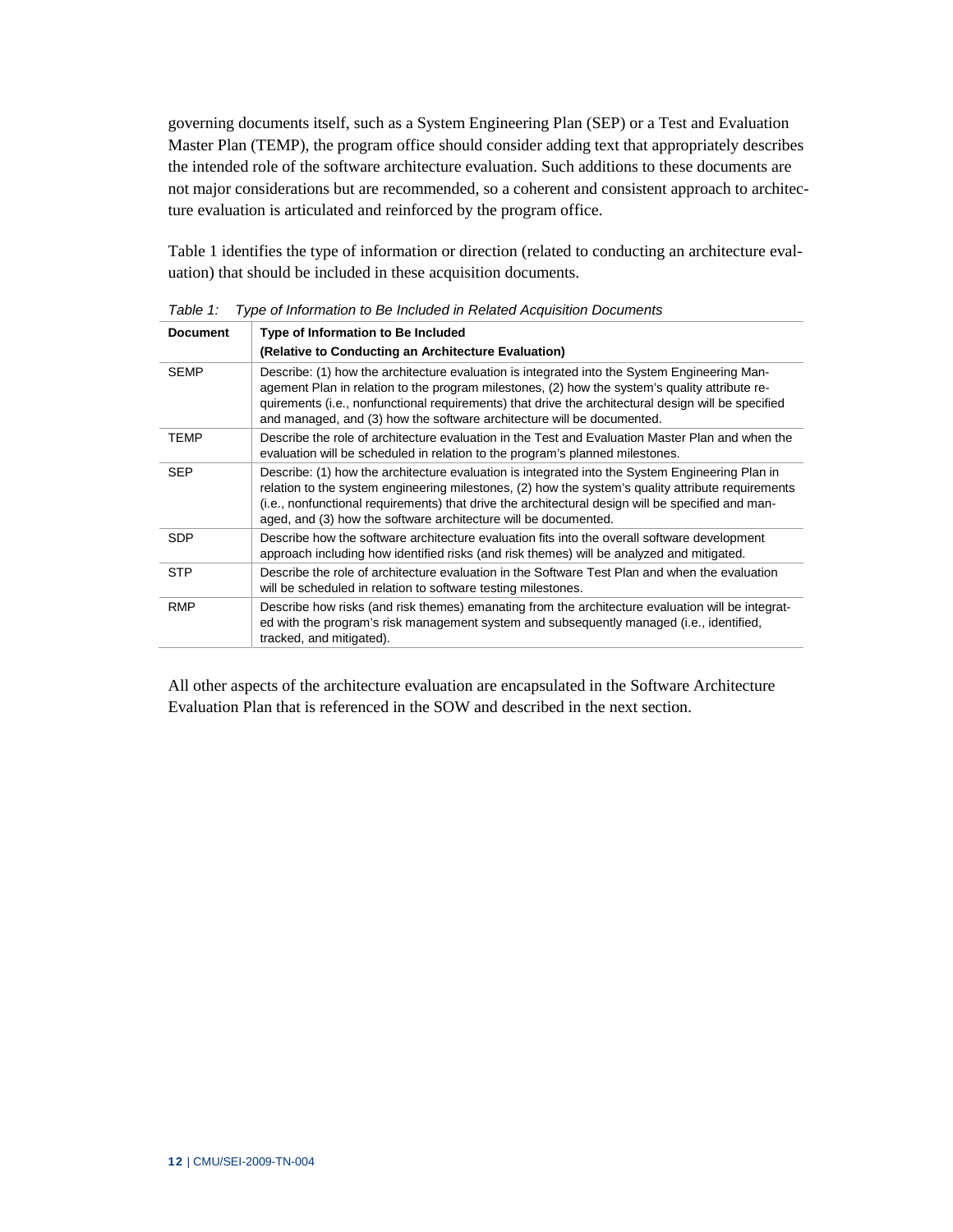governing documents itself, such as a System Engineering Plan (SEP) or a Test and Evaluation Master Plan (TEMP), the program office should consider adding text that appropriately describes the intended role of the software architecture evaluation. Such additions to these documents are not major considerations but are recommended, so a coherent and consistent approach to architecture evaluation is articulated and reinforced by the program office.

Table 1 identifies the type of information or direction (related to conducting an architecture evaluation) that should be included in these acquisition documents.

*Table 1: Type of Information to Be Included in Related Acquisition Documents*

| Document | Type of Information to Be Included (Relative to Conducting an Architecture Evaluation) |
|---|---|
| SEMP | Describe: (1) how the architecture evaluation is integrated into the System Engineering Management Plan in relation to the program milestones, (2) how the system's quality attribute requirements (i.e., nonfunctional requirements) that drive the architectural design will be specified and managed, and (3) how the software architecture will be documented. |
| TEMP | Describe the role of architecture evaluation in the Test and Evaluation Master Plan and when the evaluation will be scheduled in relation to the program's planned milestones. |
| SEP | Describe: (1) how the architecture evaluation is integrated into the System Engineering Plan in relation to the system engineering milestones, (2) how the system's quality attribute requirements (i.e., nonfunctional requirements) that drive the architectural design will be specified and managed, and (3) how the software architecture will be documented. |
| SDP | Describe how the software architecture evaluation fits into the overall software development approach including how identified risks (and risk themes) will be analyzed and mitigated. |
| STP | Describe the role of architecture evaluation in the Software Test Plan and when the evaluation will be scheduled in relation to software testing milestones. |
| RMP | Describe how risks (and risk themes) emanating from the architecture evaluation will be integrated with the program's risk management system and subsequently managed (i.e., identified, tracked, and mitigated). |

All other aspects of the architecture evaluation are encapsulated in the Software Architecture Evaluation Plan that is referenced in the SOW and described in the next section.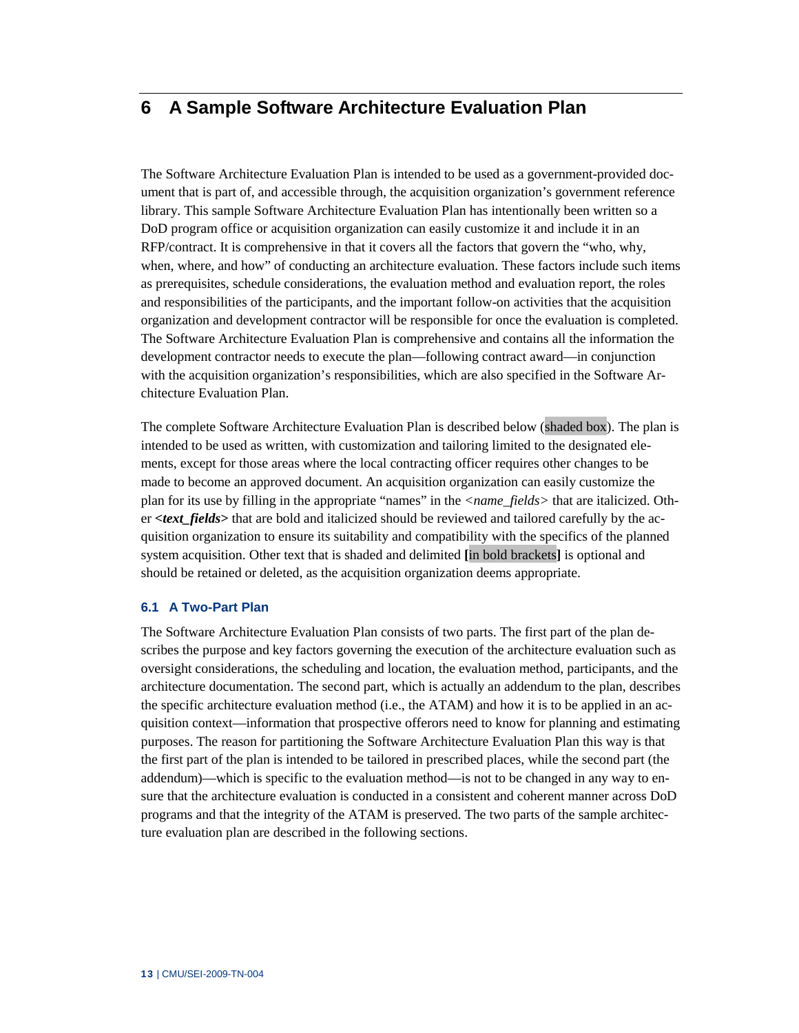# 6 A Sample Software Architecture Evaluation Plan

The Software Architecture Evaluation Plan is intended to be used as a government-provided document that is part of, and accessible through, the acquisition organization's government reference library. This sample Software Architecture Evaluation Plan has intentionally been written so a DoD program office or acquisition organization can easily customize it and include it in an RFP/contract. It is comprehensive in that it covers all the factors that govern the "who, why, when, where, and how" of conducting an architecture evaluation. These factors include such items as prerequisites, schedule considerations, the evaluation method and evaluation report, the roles and responsibilities of the participants, and the important follow-on activities that the acquisition organization and development contractor will be responsible for once the evaluation is completed. The Software Architecture Evaluation Plan is comprehensive and contains all the information the development contractor needs to execute the plan—following contract award—in conjunction with the acquisition organization's responsibilities, which are also specified in the Software Architecture Evaluation Plan.

The complete Software Architecture Evaluation Plan is described below (shaded box). The plan is intended to be used as written, with customization and tailoring limited to the designated elements, except for those areas where the local contracting officer requires other changes to be made to become an approved document. An acquisition organization can easily customize the plan for its use by filling in the appropriate "names" in the *<name_fields>* that are italicized. Other ***<text_fields>*** that are bold and italicized should be reviewed and tailored carefully by the acquisition organization to ensure its suitability and compatibility with the specifics of the planned system acquisition. Other text that is shaded and delimited **[**in bold brackets**]** is optional and should be retained or deleted, as the acquisition organization deems appropriate.

## 6.1 A Two-Part Plan

The Software Architecture Evaluation Plan consists of two parts. The first part of the plan describes the purpose and key factors governing the execution of the architecture evaluation such as oversight considerations, the scheduling and location, the evaluation method, participants, and the architecture documentation. The second part, which is actually an addendum to the plan, describes the specific architecture evaluation method (i.e., the ATAM) and how it is to be applied in an acquisition context—information that prospective offerors need to know for planning and estimating purposes. The reason for partitioning the Software Architecture Evaluation Plan this way is that the first part of the plan is intended to be tailored in prescribed places, while the second part (the addendum)—which is specific to the evaluation method—is not to be changed in any way to ensure that the architecture evaluation is conducted in a consistent and coherent manner across DoD programs and that the integrity of the ATAM is preserved. The two parts of the sample architecture evaluation plan are described in the following sections.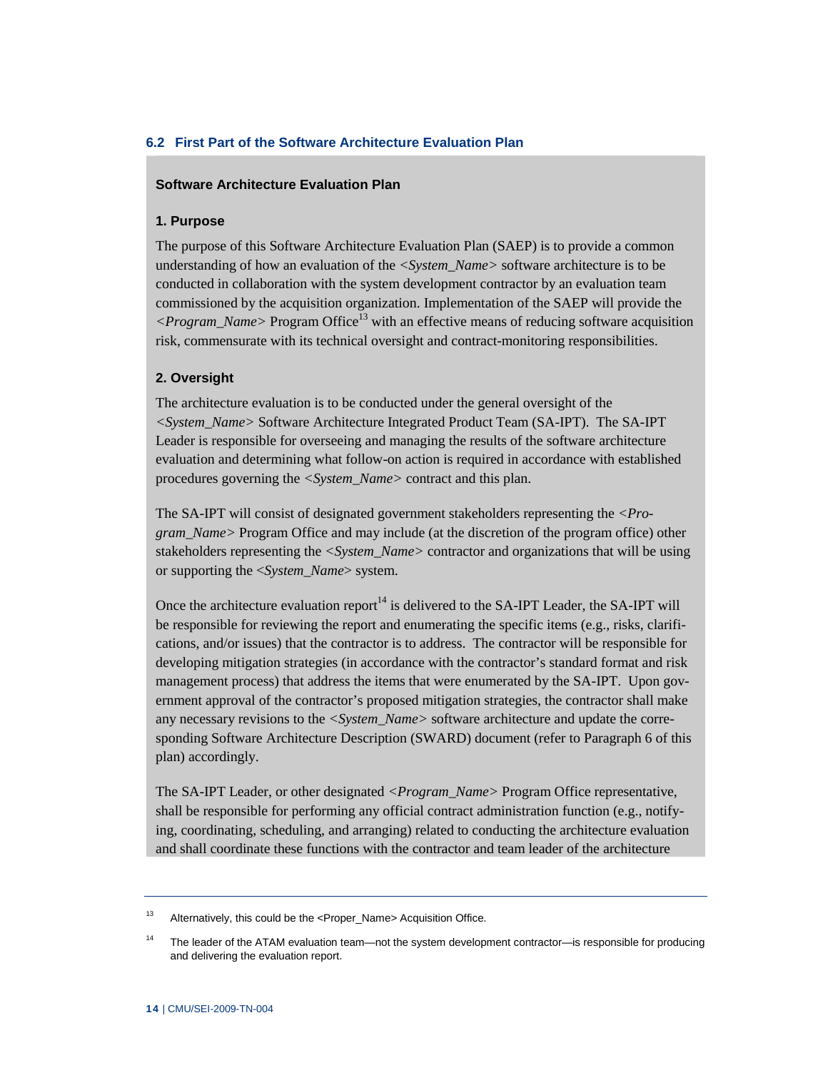### 6.2 First Part of the Software Architecture Evaluation Plan

**Software Architecture Evaluation Plan**

**1. Purpose**

The purpose of this Software Architecture Evaluation Plan (SAEP) is to provide a common understanding of how an evaluation of the *<System_Name>* software architecture is to be conducted in collaboration with the system development contractor by an evaluation team commissioned by the acquisition organization. Implementation of the SAEP will provide the *<Program_Name>* Program Office[13] with an effective means of reducing software acquisition risk, commensurate with its technical oversight and contract-monitoring responsibilities.

**2. Oversight**

The architecture evaluation is to be conducted under the general oversight of the *<System_Name>* Software Architecture Integrated Product Team (SA-IPT). The SA-IPT Leader is responsible for overseeing and managing the results of the software architecture evaluation and determining what follow-on action is required in accordance with established procedures governing the *<System_Name>* contract and this plan.

The SA-IPT will consist of designated government stakeholders representing the *<Program_Name>* Program Office and may include (at the discretion of the program office) other stakeholders representing the *<System_Name>* contractor and organizations that will be using or supporting the *<System_Name>* system.

Once the architecture evaluation report[14] is delivered to the SA-IPT Leader, the SA-IPT will be responsible for reviewing the report and enumerating the specific items (e.g., risks, clarifications, and/or issues) that the contractor is to address. The contractor will be responsible for developing mitigation strategies (in accordance with the contractor's standard format and risk management process) that address the items that were enumerated by the SA-IPT. Upon government approval of the contractor's proposed mitigation strategies, the contractor shall make any necessary revisions to the *<System_Name>* software architecture and update the corresponding Software Architecture Description (SWARD) document (refer to Paragraph 6 of this plan) accordingly.

The SA-IPT Leader, or other designated *<Program_Name>* Program Office representative, shall be responsible for performing any official contract administration function (e.g., notifying, coordinating, scheduling, and arranging) related to conducting the architecture evaluation and shall coordinate these functions with the contractor and team leader of the architecture

---

[13] Alternatively, this could be the <Proper_Name> Acquisition Office.

[14] The leader of the ATAM evaluation team—not the system development contractor—is responsible for producing and delivering the evaluation report.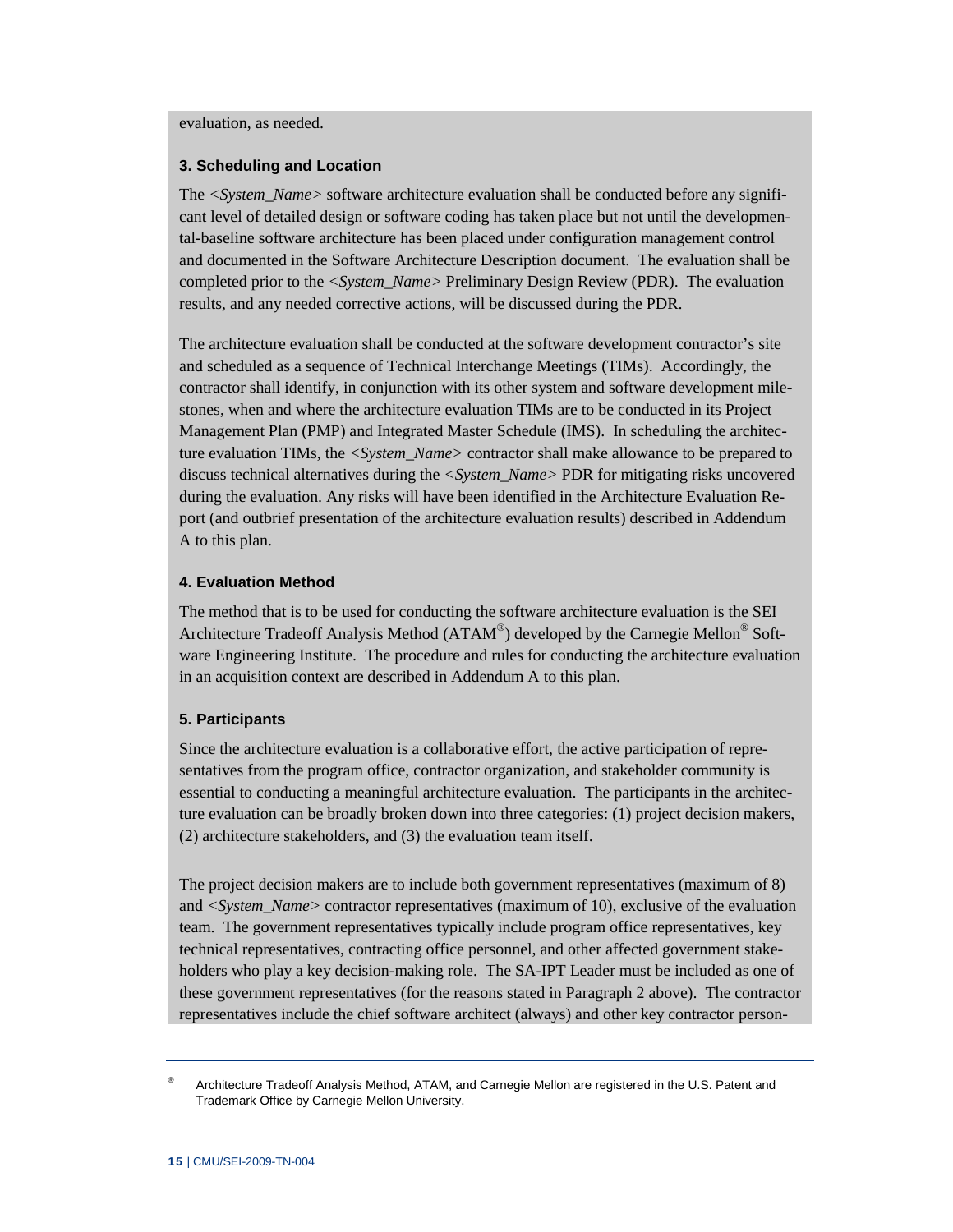evaluation, as needed.

### 3. Scheduling and Location

The *<System_Name>* software architecture evaluation shall be conducted before any significant level of detailed design or software coding has taken place but not until the developmental-baseline software architecture has been placed under configuration management control and documented in the Software Architecture Description document. The evaluation shall be completed prior to the *<System_Name>* Preliminary Design Review (PDR). The evaluation results, and any needed corrective actions, will be discussed during the PDR.

The architecture evaluation shall be conducted at the software development contractor's site and scheduled as a sequence of Technical Interchange Meetings (TIMs). Accordingly, the contractor shall identify, in conjunction with its other system and software development milestones, when and where the architecture evaluation TIMs are to be conducted in its Project Management Plan (PMP) and Integrated Master Schedule (IMS). In scheduling the architecture evaluation TIMs, the *<System_Name>* contractor shall make allowance to be prepared to discuss technical alternatives during the *<System_Name>* PDR for mitigating risks uncovered during the evaluation. Any risks will have been identified in the Architecture Evaluation Report (and outbrief presentation of the architecture evaluation results) described in Addendum A to this plan.

### 4. Evaluation Method

The method that is to be used for conducting the software architecture evaluation is the SEI Architecture Tradeoff Analysis Method (ATAM®) developed by the Carnegie Mellon® Software Engineering Institute. The procedure and rules for conducting the architecture evaluation in an acquisition context are described in Addendum A to this plan.

### 5. Participants

Since the architecture evaluation is a collaborative effort, the active participation of representatives from the program office, contractor organization, and stakeholder community is essential to conducting a meaningful architecture evaluation. The participants in the architecture evaluation can be broadly broken down into three categories: (1) project decision makers, (2) architecture stakeholders, and (3) the evaluation team itself.

The project decision makers are to include both government representatives (maximum of 8) and *<System_Name>* contractor representatives (maximum of 10), exclusive of the evaluation team. The government representatives typically include program office representatives, key technical representatives, contracting office personnel, and other affected government stakeholders who play a key decision-making role. The SA-IPT Leader must be included as one of these government representatives (for the reasons stated in Paragraph 2 above). The contractor representatives include the chief software architect (always) and other key contractor person-

---

® Architecture Tradeoff Analysis Method, ATAM, and Carnegie Mellon are registered in the U.S. Patent and Trademark Office by Carnegie Mellon University.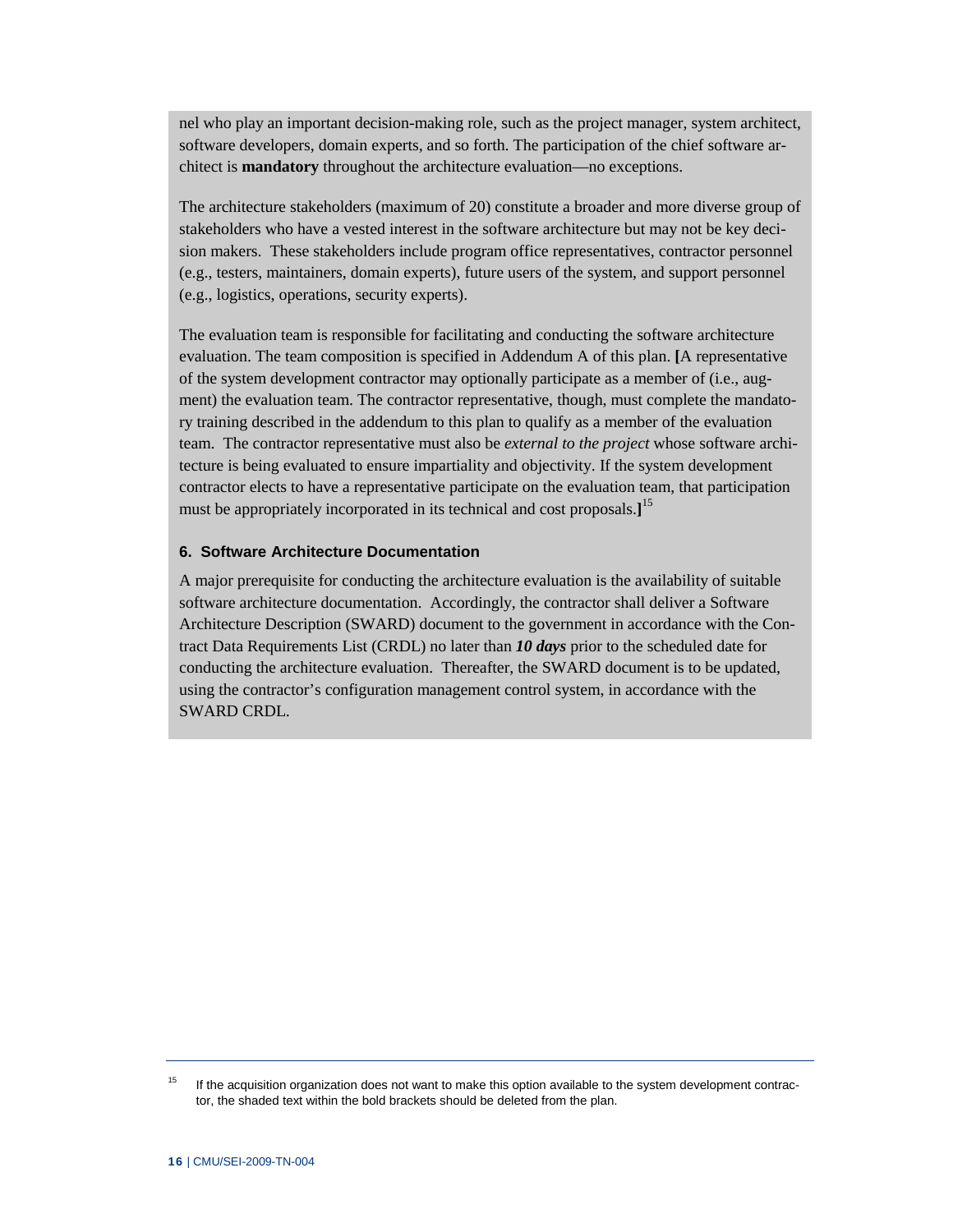nel who play an important decision-making role, such as the project manager, system architect, software developers, domain experts, and so forth. The participation of the chief software architect is **mandatory** throughout the architecture evaluation—no exceptions.

The architecture stakeholders (maximum of 20) constitute a broader and more diverse group of stakeholders who have a vested interest in the software architecture but may not be key decision makers. These stakeholders include program office representatives, contractor personnel (e.g., testers, maintainers, domain experts), future users of the system, and support personnel (e.g., logistics, operations, security experts).

The evaluation team is responsible for facilitating and conducting the software architecture evaluation. The team composition is specified in Addendum A of this plan. **[**A representative of the system development contractor may optionally participate as a member of (i.e., augment) the evaluation team. The contractor representative, though, must complete the mandatory training described in the addendum to this plan to qualify as a member of the evaluation team. The contractor representative must also be *external to the project* whose software architecture is being evaluated to ensure impartiality and objectivity. If the system development contractor elects to have a representative participate on the evaluation team, that participation must be appropriately incorporated in its technical and cost proposals.**]**[15]

### 6. Software Architecture Documentation

A major prerequisite for conducting the architecture evaluation is the availability of suitable software architecture documentation. Accordingly, the contractor shall deliver a Software Architecture Description (SWARD) document to the government in accordance with the Contract Data Requirements List (CRDL) no later than ***10 days*** prior to the scheduled date for conducting the architecture evaluation. Thereafter, the SWARD document is to be updated, using the contractor's configuration management control system, in accordance with the SWARD CRDL.

---

[15] If the acquisition organization does not want to make this option available to the system development contractor, the shaded text within the bold brackets should be deleted from the plan.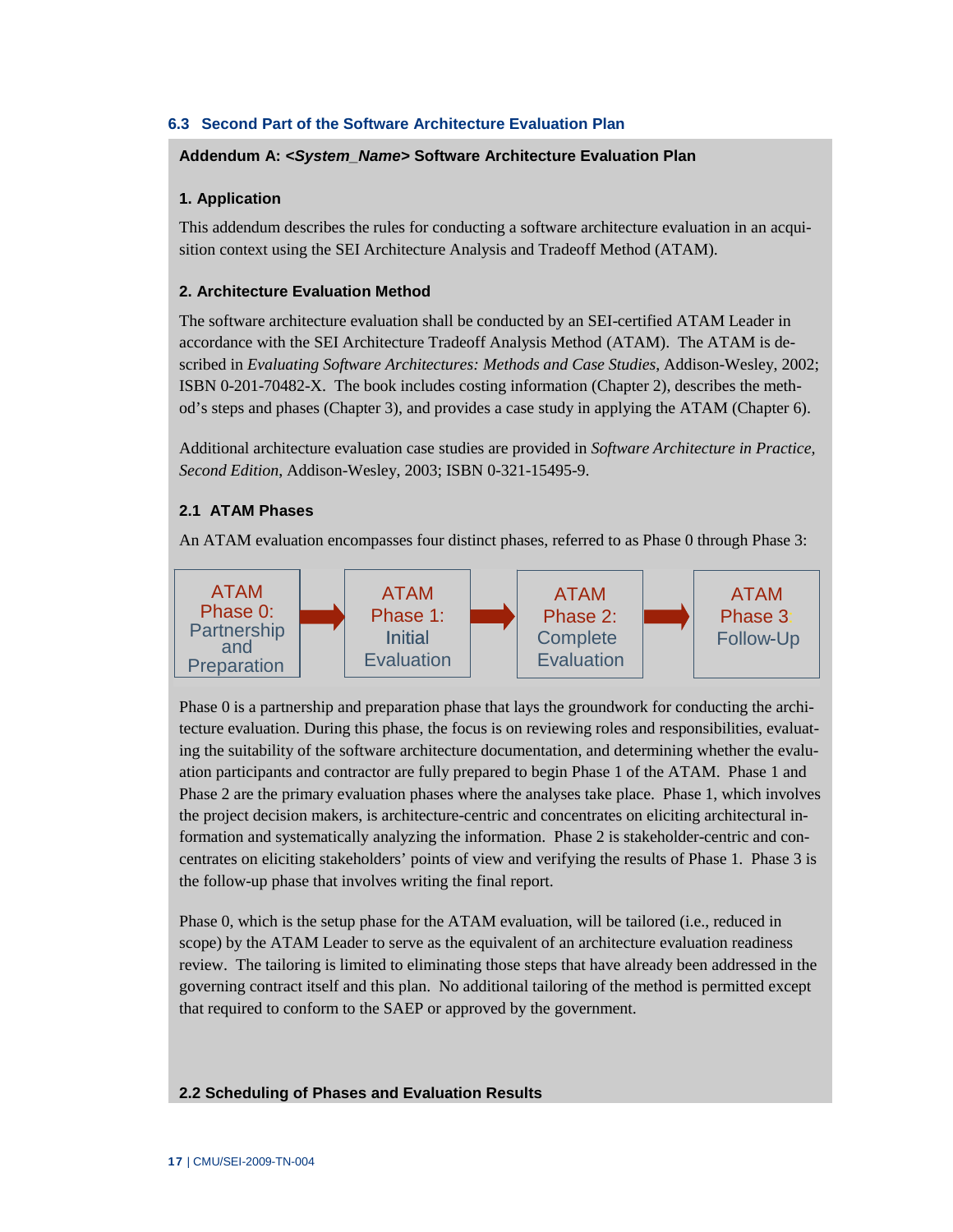### 6.3 Second Part of the Software Architecture Evaluation Plan

**Addendum A: *<System_Name>* Software Architecture Evaluation Plan**

**1. Application**

This addendum describes the rules for conducting a software architecture evaluation in an acquisition context using the SEI Architecture Analysis and Tradeoff Method (ATAM).

**2. Architecture Evaluation Method**

The software architecture evaluation shall be conducted by an SEI-certified ATAM Leader in accordance with the SEI Architecture Tradeoff Analysis Method (ATAM). The ATAM is described in *Evaluating Software Architectures: Methods and Case Studies*, Addison-Wesley, 2002; ISBN 0-201-70482-X. The book includes costing information (Chapter 2), describes the method's steps and phases (Chapter 3), and provides a case study in applying the ATAM (Chapter 6).

Additional architecture evaluation case studies are provided in *Software Architecture in Practice, Second Edition*, Addison-Wesley, 2003; ISBN 0-321-15495-9.

**2.1 ATAM Phases**

An ATAM evaluation encompasses four distinct phases, referred to as Phase 0 through Phase 3:

ATAM Phase 0: Partnership and Preparation → ATAM Phase 1: Initial Evaluation → ATAM Phase 2: Complete Evaluation → ATAM Phase 3 Follow-Up

Phase 0 is a partnership and preparation phase that lays the groundwork for conducting the architecture evaluation. During this phase, the focus is on reviewing roles and responsibilities, evaluating the suitability of the software architecture documentation, and determining whether the evaluation participants and contractor are fully prepared to begin Phase 1 of the ATAM. Phase 1 and Phase 2 are the primary evaluation phases where the analyses take place. Phase 1, which involves the project decision makers, is architecture-centric and concentrates on eliciting architectural information and systematically analyzing the information. Phase 2 is stakeholder-centric and concentrates on eliciting stakeholders' points of view and verifying the results of Phase 1. Phase 3 is the follow-up phase that involves writing the final report.

Phase 0, which is the setup phase for the ATAM evaluation, will be tailored (i.e., reduced in scope) by the ATAM Leader to serve as the equivalent of an architecture evaluation readiness review. The tailoring is limited to eliminating those steps that have already been addressed in the governing contract itself and this plan. No additional tailoring of the method is permitted except that required to conform to the SAEP or approved by the government.

**2.2 Scheduling of Phases and Evaluation Results**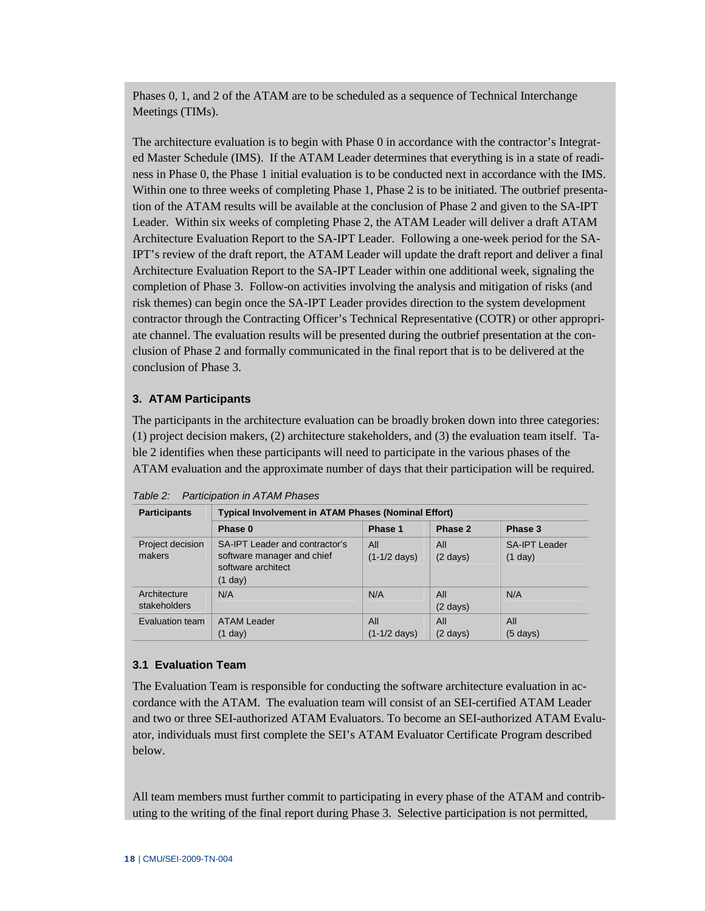Phases 0, 1, and 2 of the ATAM are to be scheduled as a sequence of Technical Interchange Meetings (TIMs).

The architecture evaluation is to begin with Phase 0 in accordance with the contractor's Integrated Master Schedule (IMS). If the ATAM Leader determines that everything is in a state of readiness in Phase 0, the Phase 1 initial evaluation is to be conducted next in accordance with the IMS. Within one to three weeks of completing Phase 1, Phase 2 is to be initiated. The outbrief presentation of the ATAM results will be available at the conclusion of Phase 2 and given to the SA-IPT Leader. Within six weeks of completing Phase 2, the ATAM Leader will deliver a draft ATAM Architecture Evaluation Report to the SA-IPT Leader. Following a one-week period for the SA-IPT's review of the draft report, the ATAM Leader will update the draft report and deliver a final Architecture Evaluation Report to the SA-IPT Leader within one additional week, signaling the completion of Phase 3. Follow-on activities involving the analysis and mitigation of risks (and risk themes) can begin once the SA-IPT Leader provides direction to the system development contractor through the Contracting Officer's Technical Representative (COTR) or other appropriate channel. The evaluation results will be presented during the outbrief presentation at the conclusion of Phase 2 and formally communicated in the final report that is to be delivered at the conclusion of Phase 3.

### 3. ATAM Participants

The participants in the architecture evaluation can be broadly broken down into three categories: (1) project decision makers, (2) architecture stakeholders, and (3) the evaluation team itself. Table 2 identifies when these participants will need to participate in the various phases of the ATAM evaluation and the approximate number of days that their participation will be required.

*Table 2: Participation in ATAM Phases*

| Participants | Typical Involvement in ATAM Phases (Nominal Effort) | | | |
|---|---|---|---|---|
| | Phase 0 | Phase 1 | Phase 2 | Phase 3 |
| Project decision makers | SA-IPT Leader and contractor's software manager and chief software architect (1 day) | All (1-1/2 days) | All (2 days) | SA-IPT Leader (1 day) |
| Architecture stakeholders | N/A | N/A | All (2 days) | N/A |
| Evaluation team | ATAM Leader (1 day) | All (1-1/2 days) | All (2 days) | All (5 days) |

#### 3.1 Evaluation Team

The Evaluation Team is responsible for conducting the software architecture evaluation in accordance with the ATAM. The evaluation team will consist of an SEI-certified ATAM Leader and two or three SEI-authorized ATAM Evaluators. To become an SEI-authorized ATAM Evaluator, individuals must first complete the SEI's ATAM Evaluator Certificate Program described below.

All team members must further commit to participating in every phase of the ATAM and contributing to the writing of the final report during Phase 3. Selective participation is not permitted,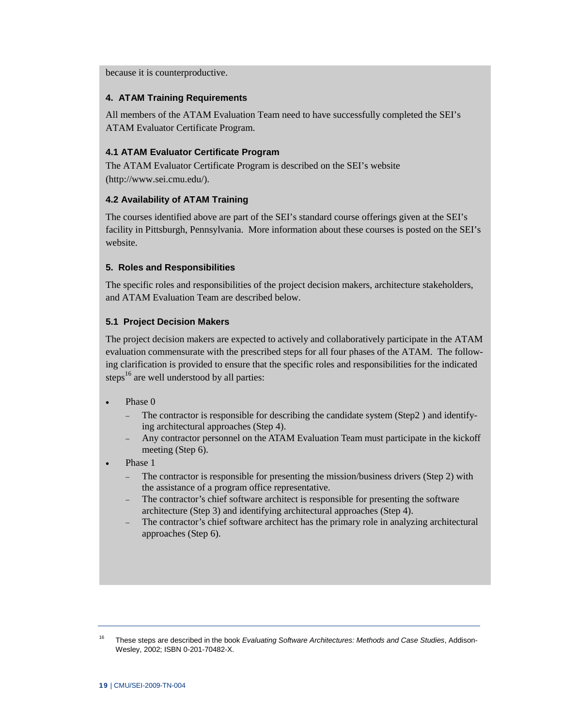because it is counterproductive.

#### 4. ATAM Training Requirements

All members of the ATAM Evaluation Team need to have successfully completed the SEI's ATAM Evaluator Certificate Program.

#### 4.1 ATAM Evaluator Certificate Program

The ATAM Evaluator Certificate Program is described on the SEI's website (http://www.sei.cmu.edu/).

#### 4.2 Availability of ATAM Training

The courses identified above are part of the SEI's standard course offerings given at the SEI's facility in Pittsburgh, Pennsylvania. More information about these courses is posted on the SEI's website.

#### 5. Roles and Responsibilities

The specific roles and responsibilities of the project decision makers, architecture stakeholders, and ATAM Evaluation Team are described below.

#### 5.1 Project Decision Makers

The project decision makers are expected to actively and collaboratively participate in the ATAM evaluation commensurate with the prescribed steps for all four phases of the ATAM. The following clarification is provided to ensure that the specific roles and responsibilities for the indicated steps[16] are well understood by all parties:

- Phase 0
  - The contractor is responsible for describing the candidate system (Step2 ) and identifying architectural approaches (Step 4).
  - Any contractor personnel on the ATAM Evaluation Team must participate in the kickoff meeting (Step 6).
- Phase 1
  - The contractor is responsible for presenting the mission/business drivers (Step 2) with the assistance of a program office representative.
  - The contractor's chief software architect is responsible for presenting the software architecture (Step 3) and identifying architectural approaches (Step 4).
  - The contractor's chief software architect has the primary role in analyzing architectural approaches (Step 6).

---

[16] These steps are described in the book *Evaluating Software Architectures: Methods and Case Studies*, Addison-Wesley, 2002; ISBN 0-201-70482-X.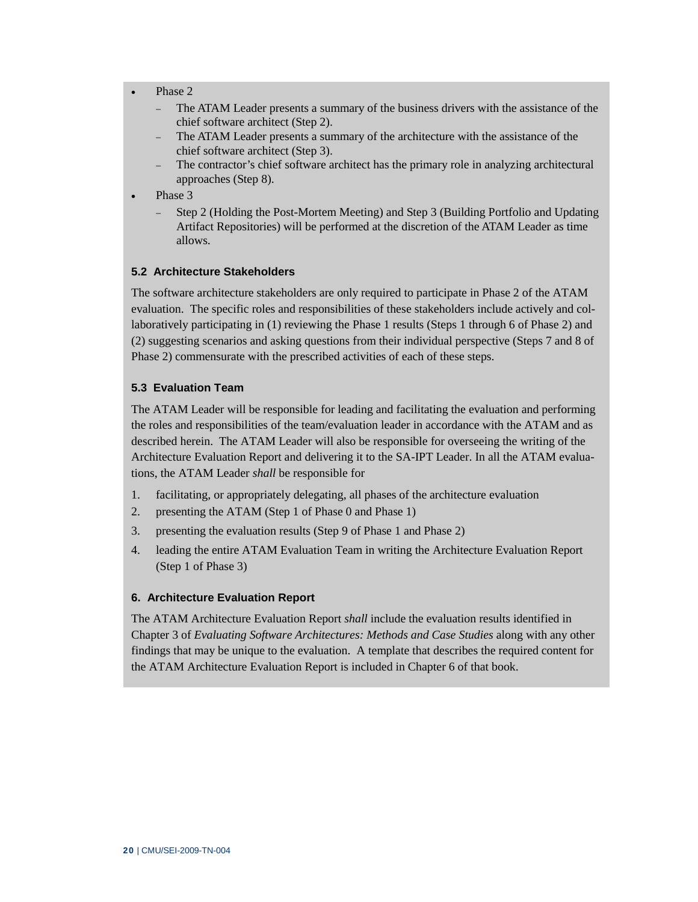- Phase 2
  - The ATAM Leader presents a summary of the business drivers with the assistance of the chief software architect (Step 2).
  - The ATAM Leader presents a summary of the architecture with the assistance of the chief software architect (Step 3).
  - The contractor's chief software architect has the primary role in analyzing architectural approaches (Step 8).
- Phase 3
  - Step 2 (Holding the Post-Mortem Meeting) and Step 3 (Building Portfolio and Updating Artifact Repositories) will be performed at the discretion of the ATAM Leader as time allows.

### 5.2 Architecture Stakeholders

The software architecture stakeholders are only required to participate in Phase 2 of the ATAM evaluation. The specific roles and responsibilities of these stakeholders include actively and collaboratively participating in (1) reviewing the Phase 1 results (Steps 1 through 6 of Phase 2) and (2) suggesting scenarios and asking questions from their individual perspective (Steps 7 and 8 of Phase 2) commensurate with the prescribed activities of each of these steps.

### 5.3 Evaluation Team

The ATAM Leader will be responsible for leading and facilitating the evaluation and performing the roles and responsibilities of the team/evaluation leader in accordance with the ATAM and as described herein. The ATAM Leader will also be responsible for overseeing the writing of the Architecture Evaluation Report and delivering it to the SA-IPT Leader. In all the ATAM evaluations, the ATAM Leader *shall* be responsible for

1. facilitating, or appropriately delegating, all phases of the architecture evaluation
2. presenting the ATAM (Step 1 of Phase 0 and Phase 1)
3. presenting the evaluation results (Step 9 of Phase 1 and Phase 2)
4. leading the entire ATAM Evaluation Team in writing the Architecture Evaluation Report (Step 1 of Phase 3)

## 6. Architecture Evaluation Report

The ATAM Architecture Evaluation Report *shall* include the evaluation results identified in Chapter 3 of *Evaluating Software Architectures: Methods and Case Studies* along with any other findings that may be unique to the evaluation. A template that describes the required content for the ATAM Architecture Evaluation Report is included in Chapter 6 of that book.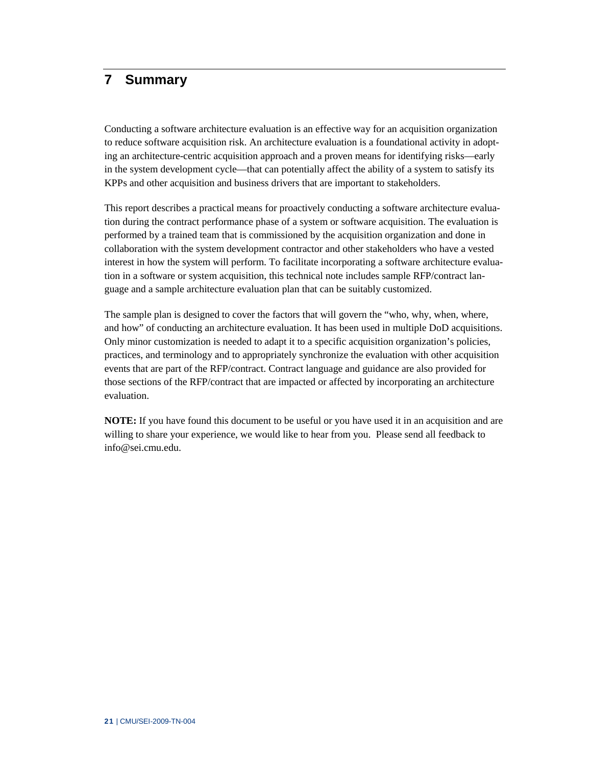# 7 Summary

Conducting a software architecture evaluation is an effective way for an acquisition organization to reduce software acquisition risk. An architecture evaluation is a foundational activity in adopting an architecture-centric acquisition approach and a proven means for identifying risks—early in the system development cycle—that can potentially affect the ability of a system to satisfy its KPPs and other acquisition and business drivers that are important to stakeholders.

This report describes a practical means for proactively conducting a software architecture evaluation during the contract performance phase of a system or software acquisition. The evaluation is performed by a trained team that is commissioned by the acquisition organization and done in collaboration with the system development contractor and other stakeholders who have a vested interest in how the system will perform. To facilitate incorporating a software architecture evaluation in a software or system acquisition, this technical note includes sample RFP/contract language and a sample architecture evaluation plan that can be suitably customized.

The sample plan is designed to cover the factors that will govern the "who, why, when, where, and how" of conducting an architecture evaluation. It has been used in multiple DoD acquisitions. Only minor customization is needed to adapt it to a specific acquisition organization's policies, practices, and terminology and to appropriately synchronize the evaluation with other acquisition events that are part of the RFP/contract. Contract language and guidance are also provided for those sections of the RFP/contract that are impacted or affected by incorporating an architecture evaluation.

**NOTE:** If you have found this document to be useful or you have used it in an acquisition and are willing to share your experience, we would like to hear from you. Please send all feedback to info@sei.cmu.edu.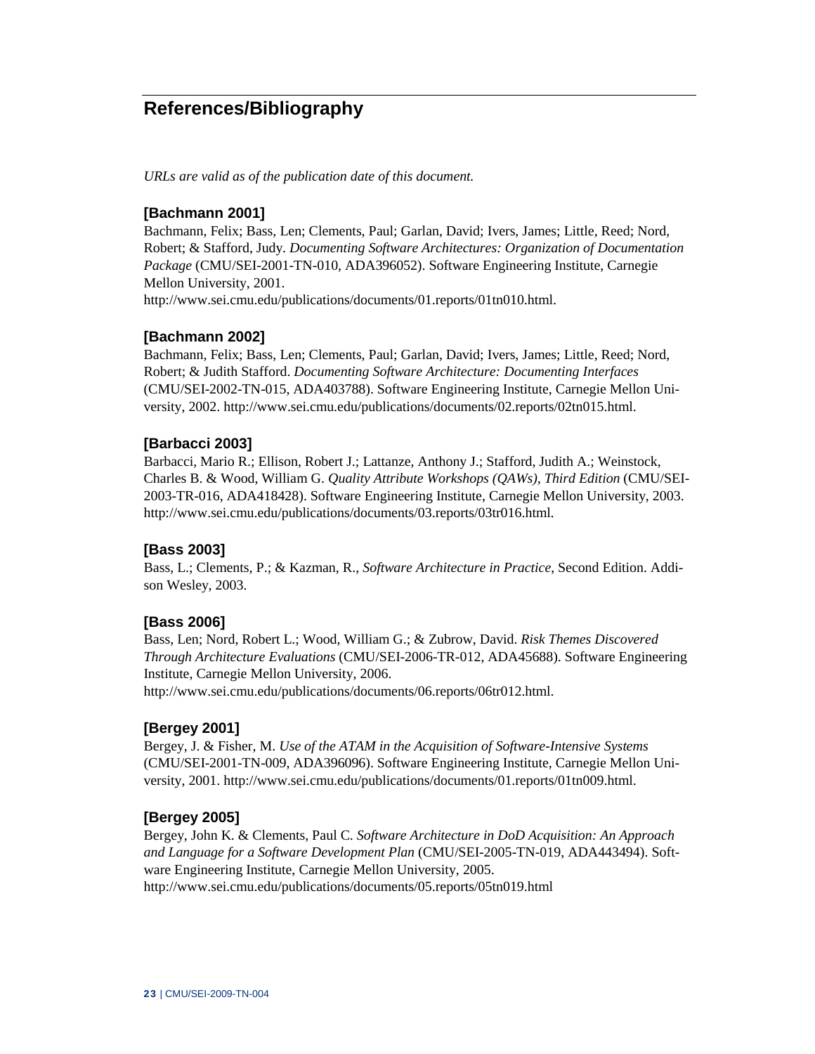# References/Bibliography

*URLs are valid as of the publication date of this document.*

### [Bachmann 2001]

Bachmann, Felix; Bass, Len; Clements, Paul; Garlan, David; Ivers, James; Little, Reed; Nord, Robert; & Stafford, Judy. *Documenting Software Architectures: Organization of Documentation Package* (CMU/SEI-2001-TN-010, ADA396052). Software Engineering Institute, Carnegie Mellon University, 2001.
http://www.sei.cmu.edu/publications/documents/01.reports/01tn010.html.

### [Bachmann 2002]

Bachmann, Felix; Bass, Len; Clements, Paul; Garlan, David; Ivers, James; Little, Reed; Nord, Robert; & Judith Stafford. *Documenting Software Architecture: Documenting Interfaces* (CMU/SEI-2002-TN-015, ADA403788). Software Engineering Institute, Carnegie Mellon University, 2002. http://www.sei.cmu.edu/publications/documents/02.reports/02tn015.html.

### [Barbacci 2003]

Barbacci, Mario R.; Ellison, Robert J.; Lattanze, Anthony J.; Stafford, Judith A.; Weinstock, Charles B. & Wood, William G. *Quality Attribute Workshops (QAWs), Third Edition* (CMU/SEI-2003-TR-016, ADA418428). Software Engineering Institute, Carnegie Mellon University, 2003. http://www.sei.cmu.edu/publications/documents/03.reports/03tr016.html.

### [Bass 2003]

Bass, L.; Clements, P.; & Kazman, R., *Software Architecture in Practice*, Second Edition. Addison Wesley, 2003.

### [Bass 2006]

Bass, Len; Nord, Robert L.; Wood, William G.; & Zubrow, David. *Risk Themes Discovered Through Architecture Evaluations* (CMU/SEI-2006-TR-012, ADA45688). Software Engineering Institute, Carnegie Mellon University, 2006.
http://www.sei.cmu.edu/publications/documents/06.reports/06tr012.html.

### [Bergey 2001]

Bergey, J. & Fisher, M. *Use of the ATAM in the Acquisition of Software-Intensive Systems* (CMU/SEI-2001-TN-009, ADA396096). Software Engineering Institute, Carnegie Mellon University, 2001. http://www.sei.cmu.edu/publications/documents/01.reports/01tn009.html.

### [Bergey 2005]

Bergey, John K. & Clements, Paul C. *Software Architecture in DoD Acquisition: An Approach and Language for a Software Development Plan* (CMU/SEI-2005-TN-019, ADA443494). Software Engineering Institute, Carnegie Mellon University, 2005.
http://www.sei.cmu.edu/publications/documents/05.reports/05tn019.html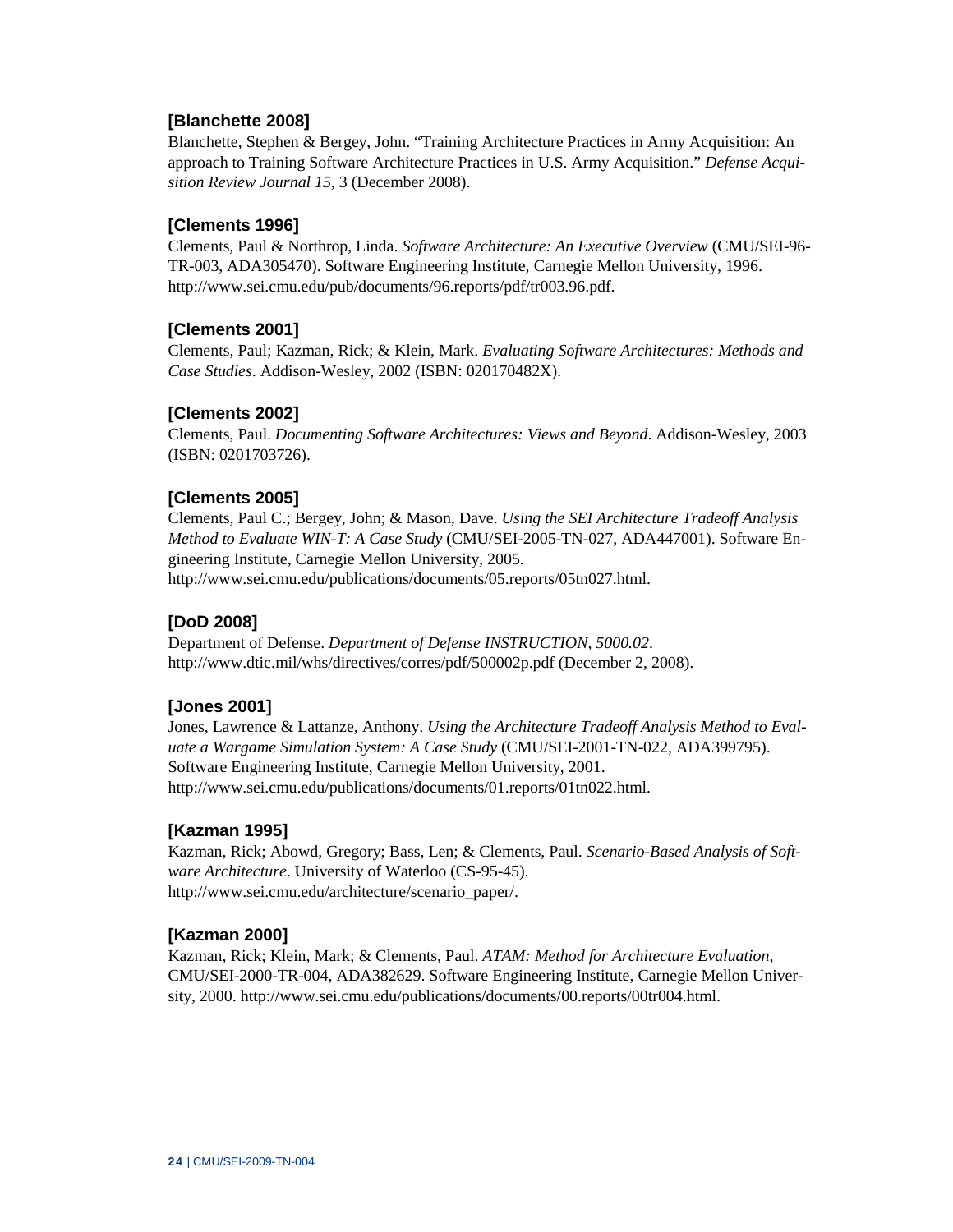**[Blanchette 2008]**
Blanchette, Stephen & Bergey, John. “Training Architecture Practices in Army Acquisition: An approach to Training Software Architecture Practices in U.S. Army Acquisition.” *Defense Acquisition Review Journal 15*, 3 (December 2008).

**[Clements 1996]**
Clements, Paul & Northrop, Linda. *Software Architecture: An Executive Overview* (CMU/SEI-96-TR-003, ADA305470). Software Engineering Institute, Carnegie Mellon University, 1996. http://www.sei.cmu.edu/pub/documents/96.reports/pdf/tr003.96.pdf.

**[Clements 2001]**
Clements, Paul; Kazman, Rick; & Klein, Mark. *Evaluating Software Architectures: Methods and Case Studies*. Addison-Wesley, 2002 (ISBN: 020170482X).

**[Clements 2002]**
Clements, Paul. *Documenting Software Architectures: Views and Beyond*. Addison-Wesley, 2003 (ISBN: 0201703726).

**[Clements 2005]**
Clements, Paul C.; Bergey, John; & Mason, Dave. *Using the SEI Architecture Tradeoff Analysis Method to Evaluate WIN-T: A Case Study* (CMU/SEI-2005-TN-027, ADA447001). Software Engineering Institute, Carnegie Mellon University, 2005. http://www.sei.cmu.edu/publications/documents/05.reports/05tn027.html.

**[DoD 2008]**
Department of Defense. *Department of Defense INSTRUCTION, 5000.02*. http://www.dtic.mil/whs/directives/corres/pdf/500002p.pdf (December 2, 2008).

**[Jones 2001]**
Jones, Lawrence & Lattanze, Anthony. *Using the Architecture Tradeoff Analysis Method to Evaluate a Wargame Simulation System: A Case Study* (CMU/SEI-2001-TN-022, ADA399795). Software Engineering Institute, Carnegie Mellon University, 2001. http://www.sei.cmu.edu/publications/documents/01.reports/01tn022.html.

**[Kazman 1995]**
Kazman, Rick; Abowd, Gregory; Bass, Len; & Clements, Paul. *Scenario-Based Analysis of Software Architecture*. University of Waterloo (CS-95-45). http://www.sei.cmu.edu/architecture/scenario_paper/.

**[Kazman 2000]**
Kazman, Rick; Klein, Mark; & Clements, Paul. *ATAM: Method for Architecture Evaluation*, CMU/SEI-2000-TR-004, ADA382629. Software Engineering Institute, Carnegie Mellon University, 2000. http://www.sei.cmu.edu/publications/documents/00.reports/00tr004.html.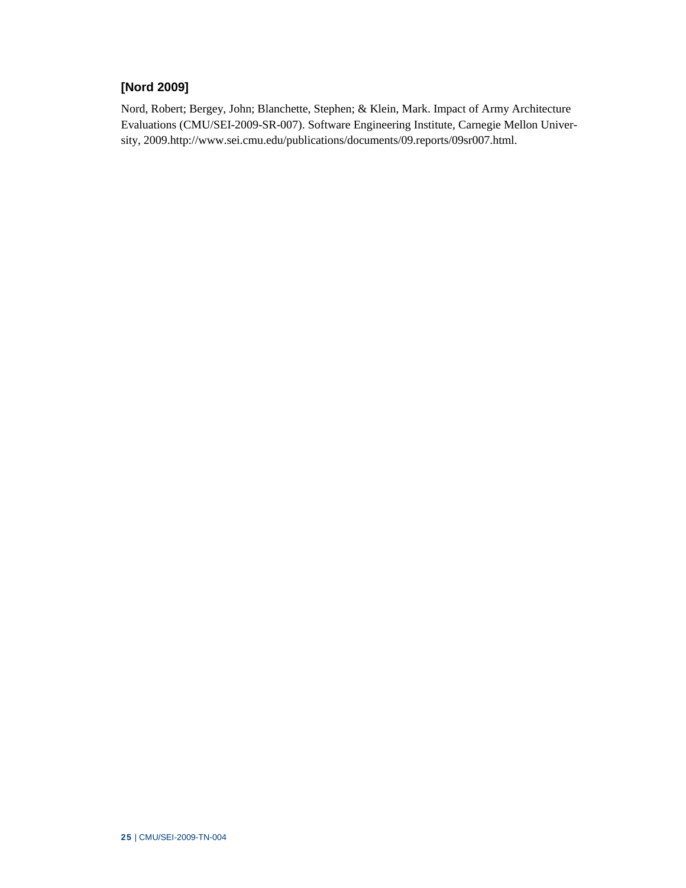**[Nord 2009]**

Nord, Robert; Bergey, John; Blanchette, Stephen; & Klein, Mark. Impact of Army Architecture Evaluations (CMU/SEI-2009-SR-007). Software Engineering Institute, Carnegie Mellon University, 2009.http://www.sei.cmu.edu/publications/documents/09.reports/09sr007.html.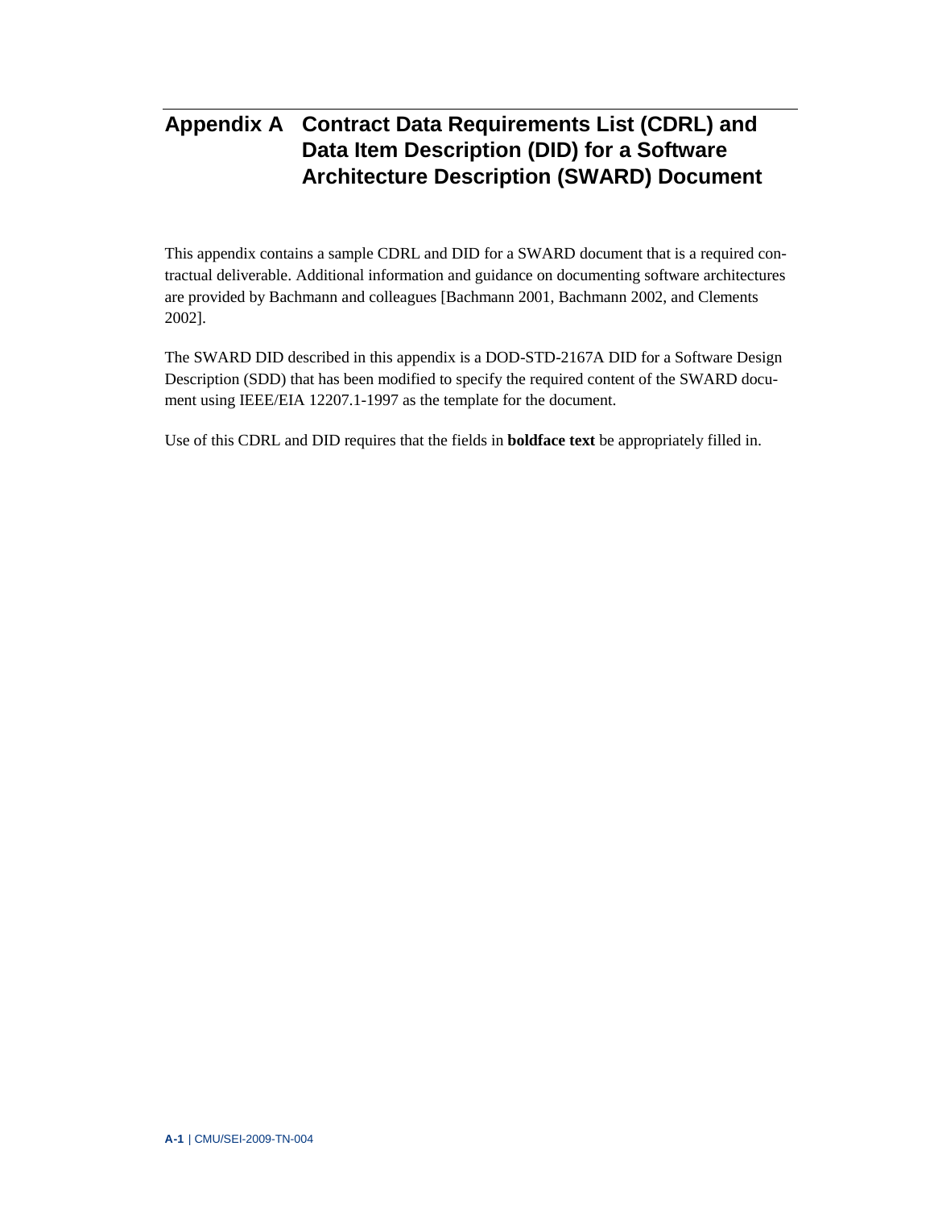# Appendix A Contract Data Requirements List (CDRL) and Data Item Description (DID) for a Software Architecture Description (SWARD) Document

This appendix contains a sample CDRL and DID for a SWARD document that is a required contractual deliverable. Additional information and guidance on documenting software architectures are provided by Bachmann and colleagues [Bachmann 2001, Bachmann 2002, and Clements 2002].

The SWARD DID described in this appendix is a DOD-STD-2167A DID for a Software Design Description (SDD) that has been modified to specify the required content of the SWARD document using IEEE/EIA 12207.1-1997 as the template for the document.

Use of this CDRL and DID requires that the fields in **boldface text** be appropriately filled in.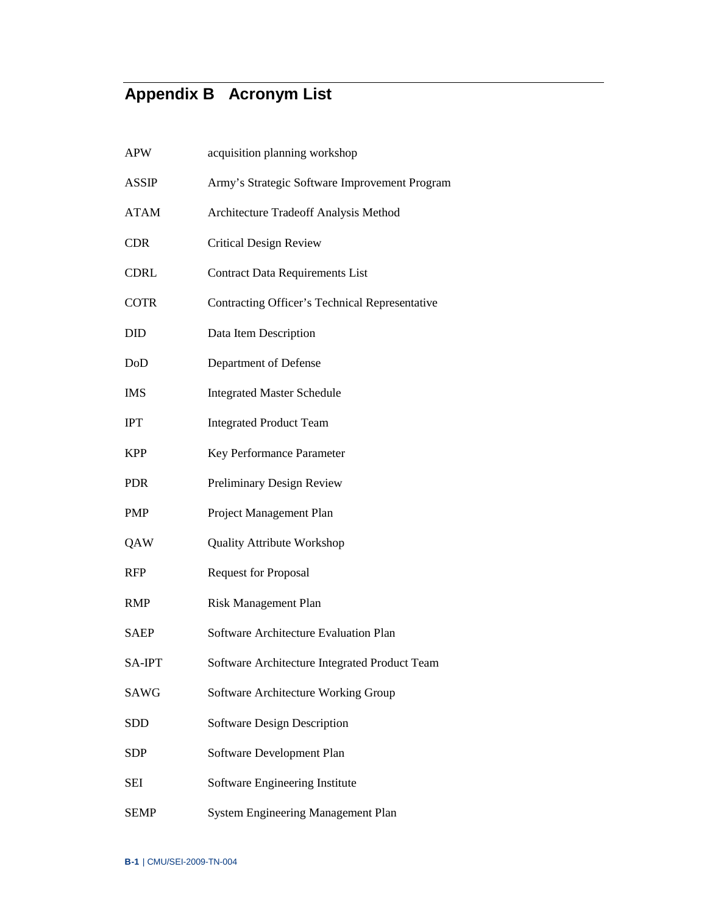# Appendix B Acronym List

| | |
|---|---|
| APW | acquisition planning workshop |
| ASSIP | Army's Strategic Software Improvement Program |
| ATAM | Architecture Tradeoff Analysis Method |
| CDR | Critical Design Review |
| CDRL | Contract Data Requirements List |
| COTR | Contracting Officer's Technical Representative |
| DID | Data Item Description |
| DoD | Department of Defense |
| IMS | Integrated Master Schedule |
| IPT | Integrated Product Team |
| KPP | Key Performance Parameter |
| PDR | Preliminary Design Review |
| PMP | Project Management Plan |
| QAW | Quality Attribute Workshop |
| RFP | Request for Proposal |
| RMP | Risk Management Plan |
| SAEP | Software Architecture Evaluation Plan |
| SA-IPT | Software Architecture Integrated Product Team |
| SAWG | Software Architecture Working Group |
| SDD | Software Design Description |
| SDP | Software Development Plan |
| SEI | Software Engineering Institute |
| SEMP | System Engineering Management Plan |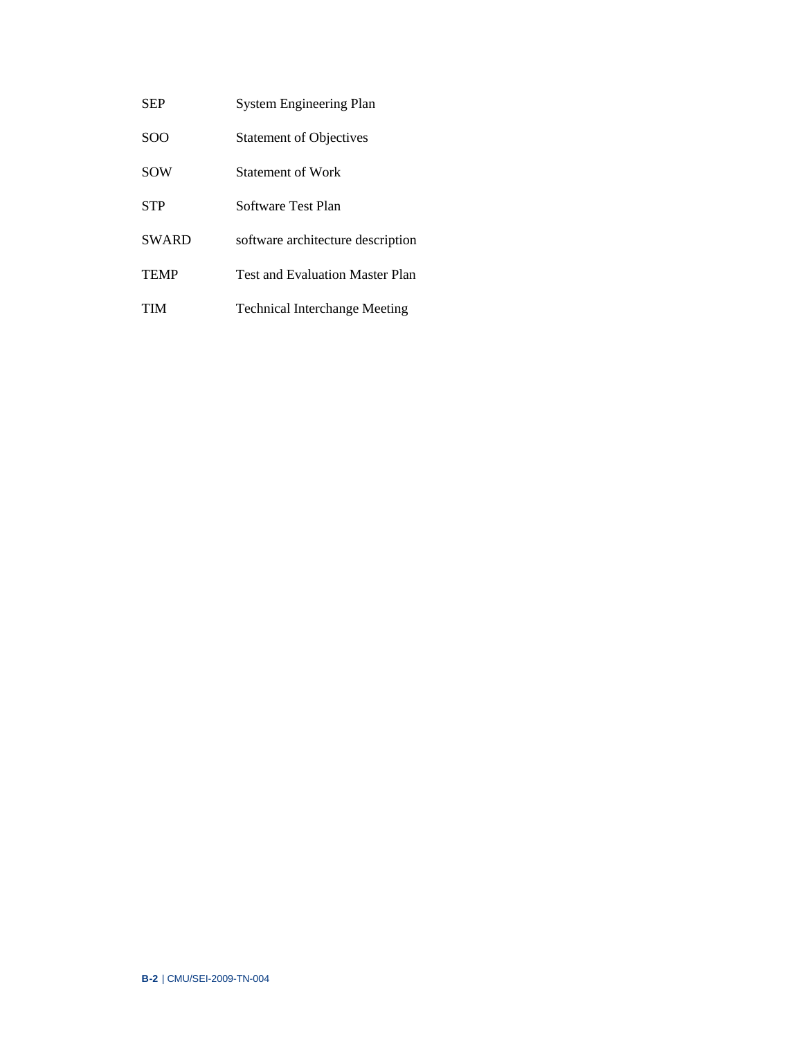| | |
|---|---|
| SEP | System Engineering Plan |
| SOO | Statement of Objectives |
| SOW | Statement of Work |
| STP | Software Test Plan |
| SWARD | software architecture description |
| TEMP | Test and Evaluation Master Plan |
| TIM | Technical Interchange Meeting |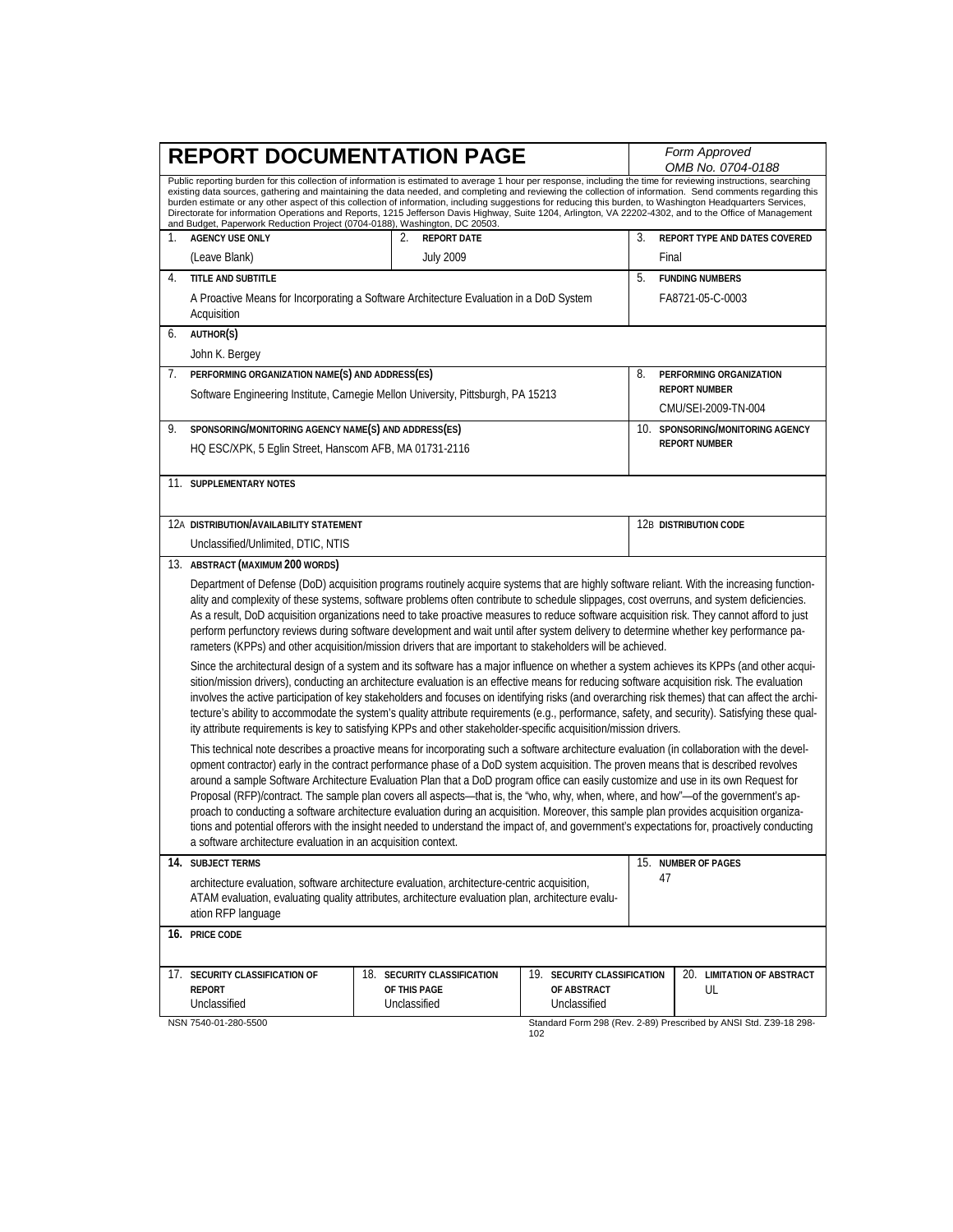# REPORT DOCUMENTATION PAGE

*Form Approved*
*OMB No. 0704-0188*

Public reporting burden for this collection of information is estimated to average 1 hour per response, including the time for reviewing instructions, searching existing data sources, gathering and maintaining the data needed, and completing and reviewing the collection of information. Send comments regarding this burden estimate or any other aspect of this collection of information, including suggestions for reducing this burden, to Washington Headquarters Services, Directorate for information Operations and Reports, 1215 Jefferson Davis Highway, Suite 1204, Arlington, VA 22202-4302, and to the Office of Management and Budget, Paperwork Reduction Project (0704-0188), Washington, DC 20503.

| | | |
|---|---|---|
| 1. **AGENCY USE ONLY**<br>(Leave Blank) | 2. **REPORT DATE**<br>July 2009 | 3. **REPORT TYPE AND DATES COVERED**<br>Final |

4. **TITLE AND SUBTITLE**

A Proactive Means for Incorporating a Software Architecture Evaluation in a DoD System Acquisition

5. **FUNDING NUMBERS**

FA8721-05-C-0003

6. **AUTHOR(S)**

John K. Bergey

7. **PERFORMING ORGANIZATION NAME(S) AND ADDRESS(ES)**

Software Engineering Institute, Carnegie Mellon University, Pittsburgh, PA 15213

8. **PERFORMING ORGANIZATION REPORT NUMBER**

CMU/SEI-2009-TN-004

9. **SPONSORING/MONITORING AGENCY NAME(S) AND ADDRESS(ES)**

HQ ESC/XPK, 5 Eglin Street, Hanscom AFB, MA 01731-2116

10. **SPONSORING/MONITORING AGENCY REPORT NUMBER**

11. **SUPPLEMENTARY NOTES**

12A **DISTRIBUTION/AVAILABILITY STATEMENT**

Unclassified/Unlimited, DTIC, NTIS

12B **DISTRIBUTION CODE**

13. **ABSTRACT (MAXIMUM 200 WORDS)**

Department of Defense (DoD) acquisition programs routinely acquire systems that are highly software reliant. With the increasing functionality and complexity of these systems, software problems often contribute to schedule slippages, cost overruns, and system deficiencies. As a result, DoD acquisition organizations need to take proactive measures to reduce software acquisition risk. They cannot afford to just perform perfunctory reviews during software development and wait until after system delivery to determine whether key performance parameters (KPPs) and other acquisition/mission drivers that are important to stakeholders will be achieved.

Since the architectural design of a system and its software has a major influence on whether a system achieves its KPPs (and other acquisition/mission drivers), conducting an architecture evaluation is an effective means for reducing software acquisition risk. The evaluation involves the active participation of key stakeholders and focuses on identifying risks (and overarching risk themes) that can affect the architecture's ability to accommodate the system's quality attribute requirements (e.g., performance, safety, and security). Satisfying these quality attribute requirements is key to satisfying KPPs and other stakeholder-specific acquisition/mission drivers.

This technical note describes a proactive means for incorporating such a software architecture evaluation (in collaboration with the development contractor) early in the contract performance phase of a DoD system acquisition. The proven means that is described revolves around a sample Software Architecture Evaluation Plan that a DoD program office can easily customize and use in its own Request for Proposal (RFP)/contract. The sample plan covers all aspects—that is, the "who, why, when, where, and how"—of the government's approach to conducting a software architecture evaluation during an acquisition. Moreover, this sample plan provides acquisition organizations and potential offerors with the insight needed to understand the impact of, and government's expectations for, proactively conducting a software architecture evaluation in an acquisition context.

14. **SUBJECT TERMS**

architecture evaluation, software architecture evaluation, architecture-centric acquisition, ATAM evaluation, evaluating quality attributes, architecture evaluation plan, architecture evaluation RFP language

15. **NUMBER OF PAGES**

47

16. **PRICE CODE**

| | | | |
|---|---|---|---|
| 17. **SECURITY CLASSIFICATION OF REPORT**<br>Unclassified | 18. **SECURITY CLASSIFICATION OF THIS PAGE**<br>Unclassified | 19. **SECURITY CLASSIFICATION OF ABSTRACT**<br>Unclassified | 20. **LIMITATION OF ABSTRACT**<br>UL |

NSN 7540-01-280-5500

Standard Form 298 (Rev. 2-89) Prescribed by ANSI Std. Z39-18 298-102